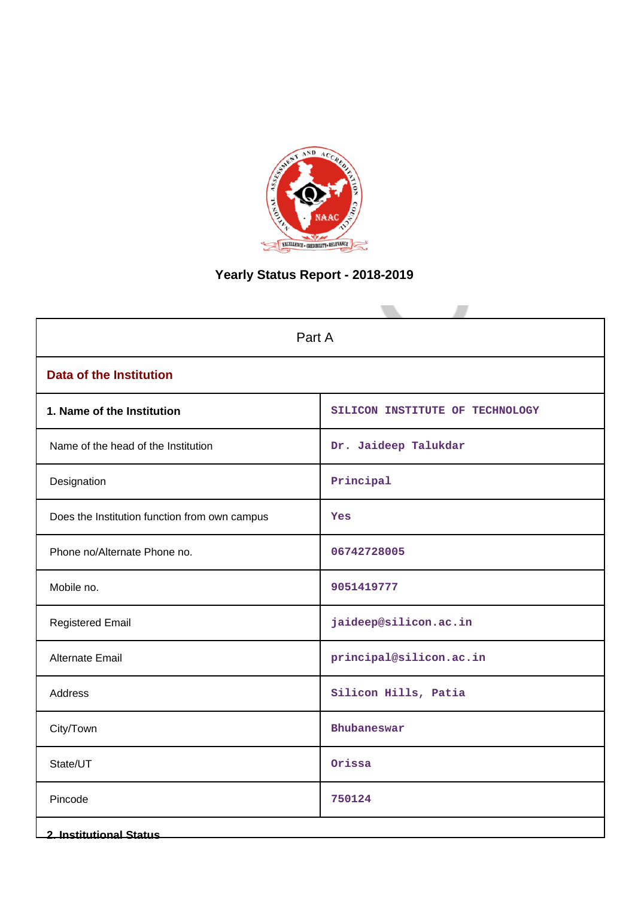# Yearly Status Report - 2018-2019

| Part A | |
|---|---|
| **Data of the Institution** | |
| **1. Name of the Institution** | SILICON INSTITUTE OF TECHNOLOGY |
| Name of the head of the Institution | Dr. Jaideep Talukdar |
| Designation | Principal |
| Does the Institution function from own campus | Yes |
| Phone no/Alternate Phone no. | 06742728005 |
| Mobile no. | 9051419777 |
| Registered Email | jaideep@silicon.ac.in |
| Alternate Email | principal@silicon.ac.in |
| Address | Silicon Hills, Patia |
| City/Town | Bhubaneswar |
| State/UT | Orissa |
| Pincode | 750124 |
| **2. Institutional Status** | |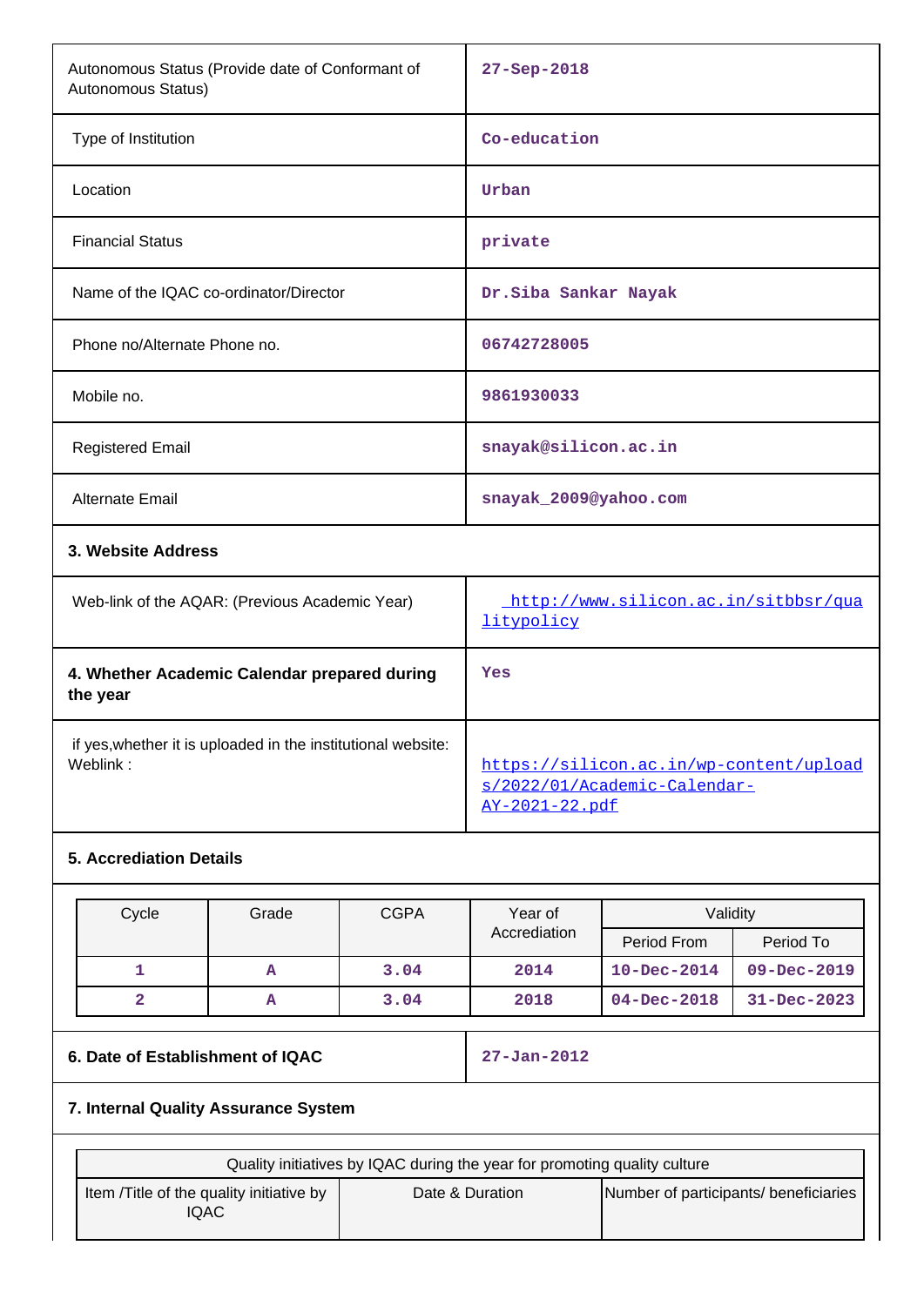| | |
|---|---|
| Autonomous Status (Provide date of Conformant of Autonomous Status) | 27-Sep-2018 |
| Type of Institution | Co-education |
| Location | Urban |
| Financial Status | private |
| Name of the IQAC co-ordinator/Director | Dr.Siba Sankar Nayak |
| Phone no/Alternate Phone no. | 06742728005 |
| Mobile no. | 9861930033 |
| Registered Email | snayak@silicon.ac.in |
| Alternate Email | snayak_2009@yahoo.com |

**3. Website Address**

| | |
|---|---|
| Web-link of the AQAR: (Previous Academic Year) | http://www.silicon.ac.in/sitbbsr/qualitypolicy |
| **4. Whether Academic Calendar prepared during the year** | Yes |
| if yes,whether it is uploaded in the institutional website: Weblink : | https://silicon.ac.in/wp-content/uploads/2022/01/Academic-Calendar-AY-2021-22.pdf |

**5. Accrediation Details**

| Cycle | Grade | CGPA | Year of Accrediation | Validity | |
|---|---|---|---|---|---|
| | | | | Period From | Period To |
| 1 | A | 3.04 | 2014 | 10-Dec-2014 | 09-Dec-2019 |
| 2 | A | 3.04 | 2018 | 04-Dec-2018 | 31-Dec-2023 |

| | |
|---|---|
| **6. Date of Establishment of IQAC** | 27-Jan-2012 |

**7. Internal Quality Assurance System**

| Quality initiatives by IQAC during the year for promoting quality culture | | |
|---|---|---|
| Item /Title of the quality initiative by IQAC | Date & Duration | Number of participants/ beneficiaries |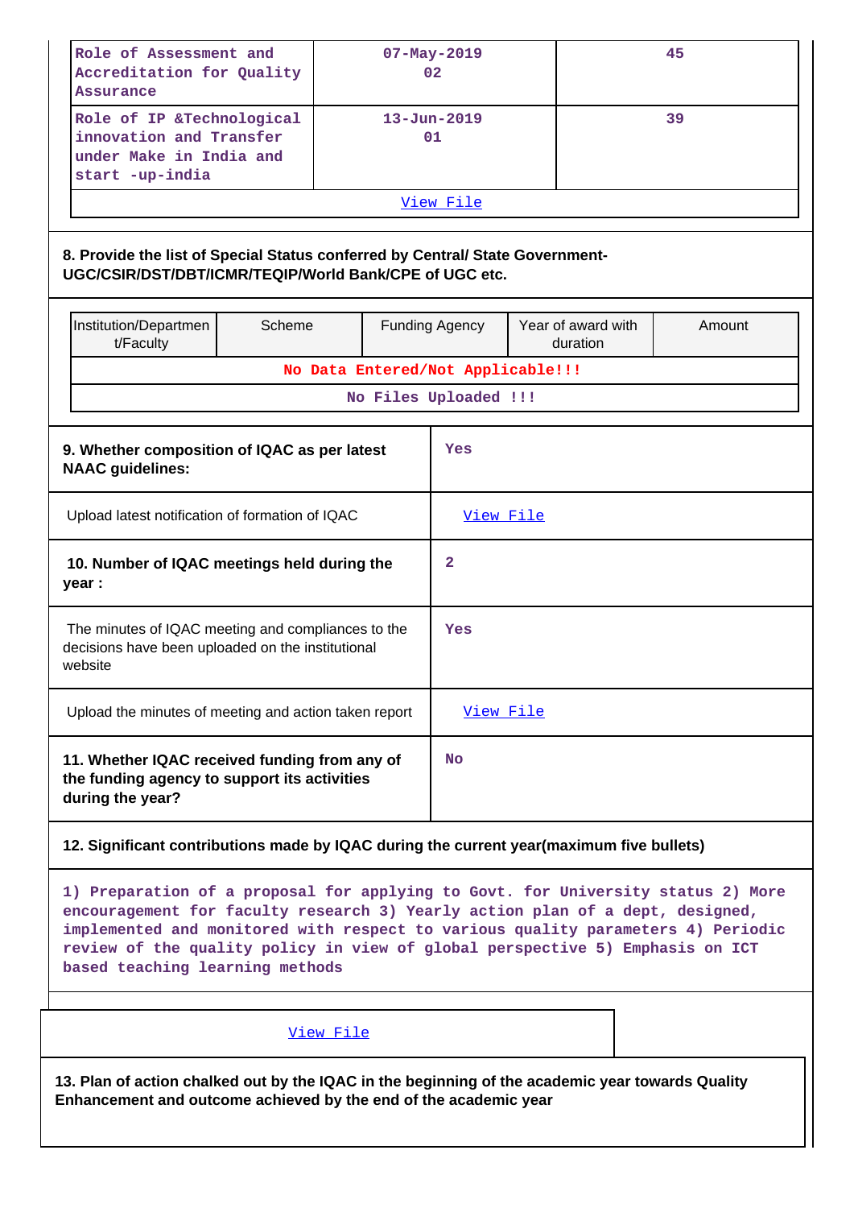| Role of Assessment and Accreditation for Quality Assurance | 07-May-2019 02 | 45 |
|---|---|---|
| Role of IP &Technological innovation and Transfer under Make in India and start -up-india | 13-Jun-2019 01 | 39 |
| View File | | |

**8. Provide the list of Special Status conferred by Central/ State Government- UGC/CSIR/DST/DBT/ICMR/TEQIP/World Bank/CPE of UGC etc.**

| Institution/Department/Faculty | Scheme | Funding Agency | Year of award with duration | Amount |
|---|---|---|---|---|
| No Data Entered/Not Applicable!!! | | | | |
| No Files Uploaded !!! | | | | |

| | |
|---|---|
| **9. Whether composition of IQAC as per latest NAAC guidelines:** | Yes |
| Upload latest notification of formation of IQAC | View File |
| **10. Number of IQAC meetings held during the year :** | 2 |
| The minutes of IQAC meeting and compliances to the decisions have been uploaded on the institutional website | Yes |
| Upload the minutes of meeting and action taken report | View File |
| **11. Whether IQAC received funding from any of the funding agency to support its activities during the year?** | No |

**12. Significant contributions made by IQAC during the current year(maximum five bullets)**

1) Preparation of a proposal for applying to Govt. for University status 2) More encouragement for faculty research 3) Yearly action plan of a dept, designed, implemented and monitored with respect to various quality parameters 4) Periodic review of the quality policy in view of global perspective 5) Emphasis on ICT based teaching learning methods

View File

**13. Plan of action chalked out by the IQAC in the beginning of the academic year towards Quality Enhancement and outcome achieved by the end of the academic year**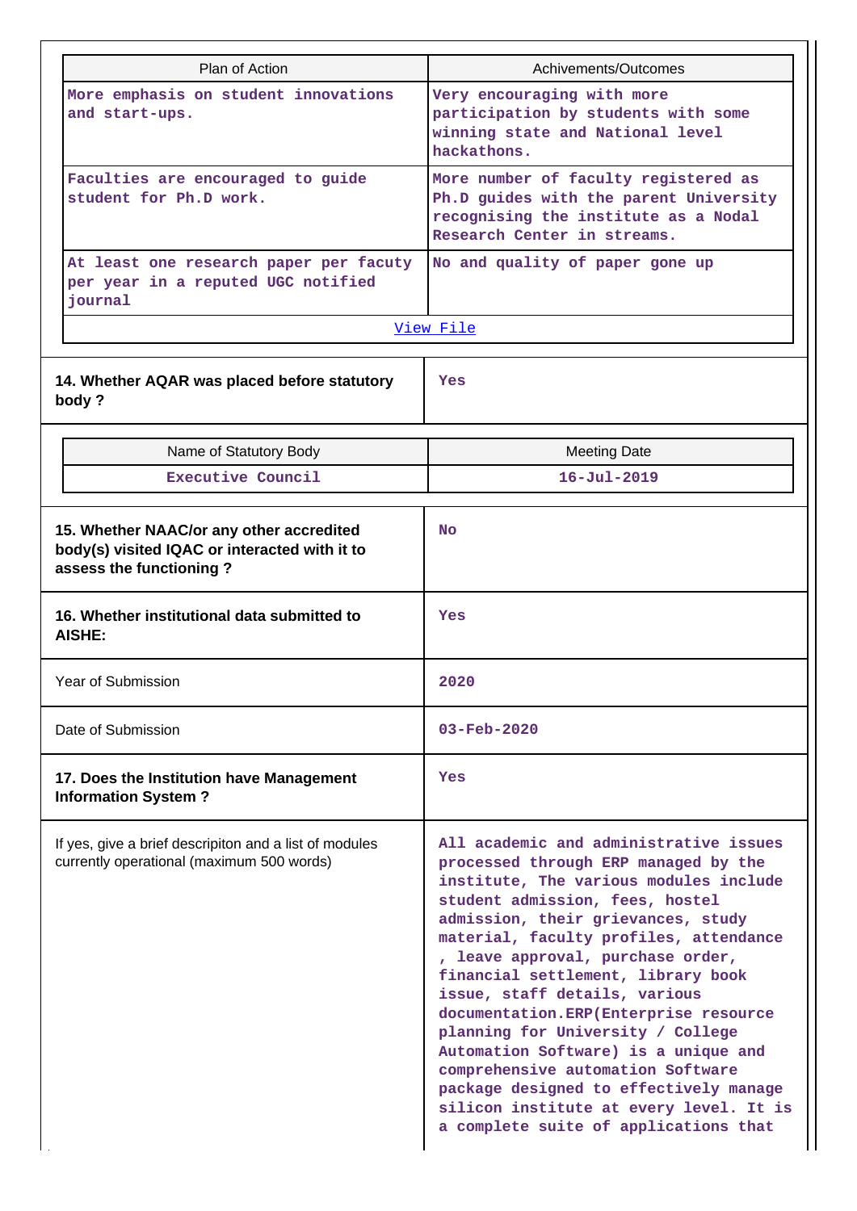| Plan of Action | Achivements/Outcomes |
|---|---|
| More emphasis on student innovations and start-ups. | Very encouraging with more participation by students with some winning state and National level hackathons. |
| Faculties are encouraged to guide student for Ph.D work. | More number of faculty registered as Ph.D guides with the parent University recognising the institute as a Nodal Research Center in streams. |
| At least one research paper per facuty per year in a reputed UGC notified journal | No and quality of paper gone up |
| View File | |

| | |
|---|---|
| **14. Whether AQAR was placed before statutory body ?** | Yes |

| Name of Statutory Body | Meeting Date |
|---|---|
| Executive Council | 16-Jul-2019 |

| | |
|---|---|
| **15. Whether NAAC/or any other accredited body(s) visited IQAC or interacted with it to assess the functioning ?** | No |
| **16. Whether institutional data submitted to AISHE:** | Yes |
| Year of Submission | 2020 |
| Date of Submission | 03-Feb-2020 |
| **17. Does the Institution have Management Information System ?** | Yes |
| If yes, give a brief descripiton and a list of modules currently operational (maximum 500 words) | All academic and administrative issues processed through ERP managed by the institute, The various modules include student admission, fees, hostel admission, their grievances, study material, faculty profiles, attendance , leave approval, purchase order, financial settlement, library book issue, staff details, various documentation.ERP(Enterprise resource planning for University / College Automation Software) is a unique and comprehensive automation Software package designed to effectively manage silicon institute at every level. It is a complete suite of applications that |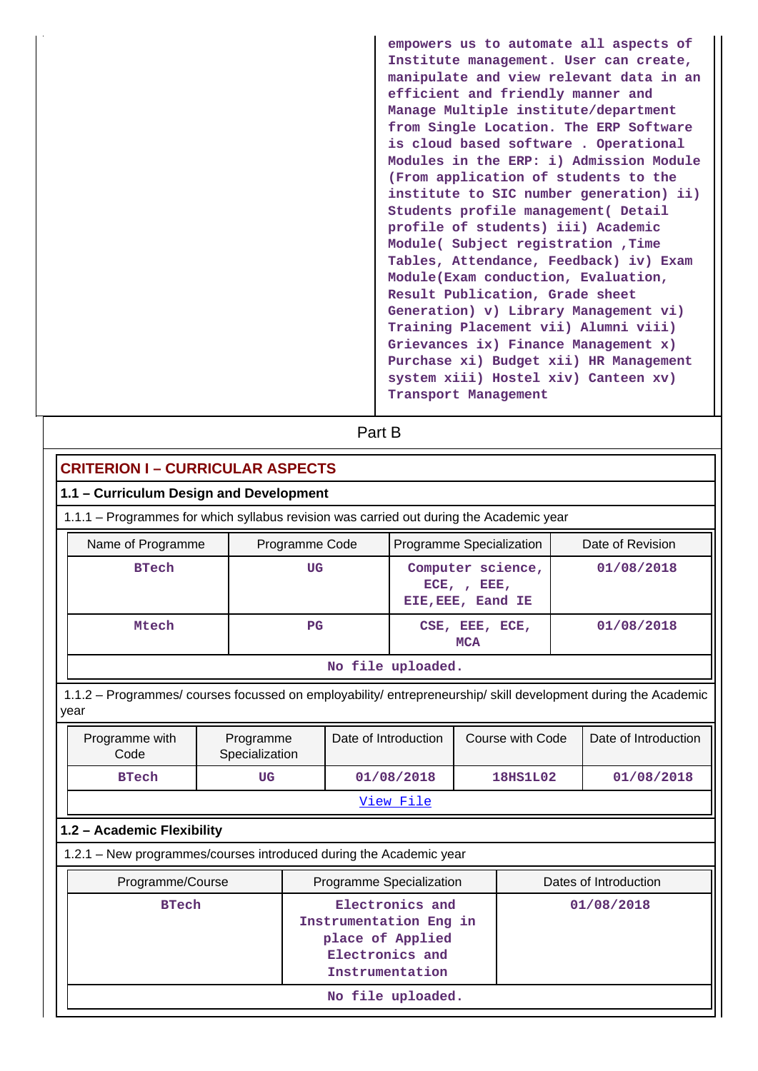| | empowers us to automate all aspects of Institute management. User can create, manipulate and view relevant data in an efficient and friendly manner and Manage Multiple institute/department from Single Location. The ERP Software is cloud based software . Operational Modules in the ERP: i) Admission Module (From application of students to the institute to SIC number generation) ii) Students profile management( Detail profile of students) iii) Academic Module( Subject registration ,Time Tables, Attendance, Feedback) iv) Exam Module(Exam conduction, Evaluation, Result Publication, Grade sheet Generation) v) Library Management vi) Training Placement vii) Alumni viii) Grievances ix) Finance Management x) Purchase xi) Budget xii) HR Management system xiii) Hostel xiv) Canteen xv) Transport Management |
|---|---|

## Part B

## CRITERION I – CURRICULAR ASPECTS

### 1.1 – Curriculum Design and Development

1.1.1 – Programmes for which syllabus revision was carried out during the Academic year

| Name of Programme | Programme Code | Programme Specialization | Date of Revision |
|---|---|---|---|
| BTech | UG | Computer science, ECE, , EEE, EIE,EEE, Eand IE | 01/08/2018 |
| Mtech | PG | CSE, EEE, ECE, MCA | 01/08/2018 |
| No file uploaded. | | | |

1.1.2 – Programmes/ courses focussed on employability/ entrepreneurship/ skill development during the Academic year

| Programme with Code | Programme Specialization | Date of Introduction | Course with Code | Date of Introduction |
|---|---|---|---|---|
| BTech | UG | 01/08/2018 | 18HS1L02 | 01/08/2018 |
| View File | | | | |

### 1.2 – Academic Flexibility

1.2.1 – New programmes/courses introduced during the Academic year

| Programme/Course | Programme Specialization | Dates of Introduction |
|---|---|---|
| BTech | Electronics and Instrumentation Eng in place of Applied Electronics and Instrumentation | 01/08/2018 |
| No file uploaded. | | |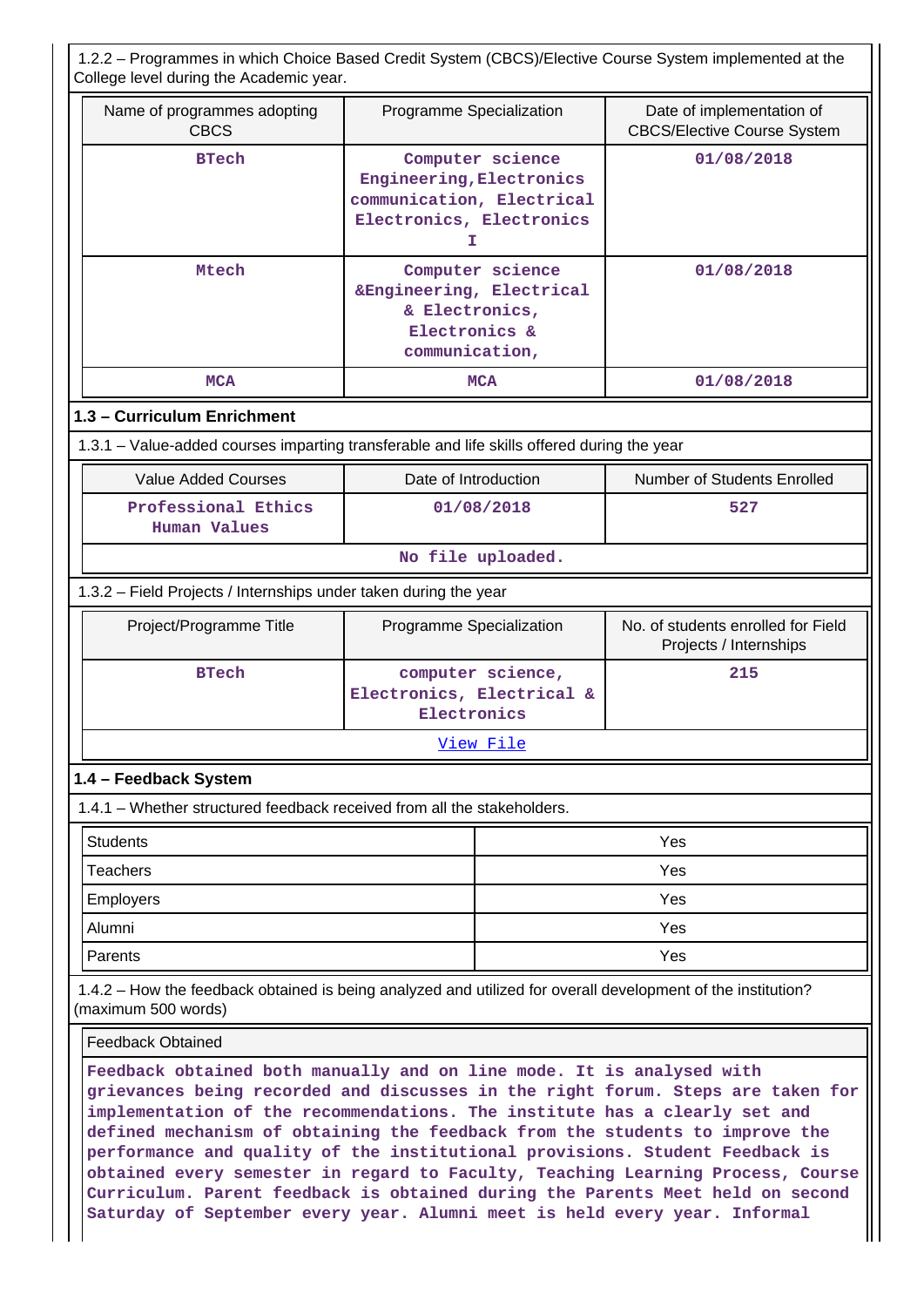1.2.2 – Programmes in which Choice Based Credit System (CBCS)/Elective Course System implemented at the College level during the Academic year.

| Name of programmes adopting CBCS | Programme Specialization | Date of implementation of CBCS/Elective Course System |
|---|---|---|
| BTech | Computer science Engineering,Electronics communication, Electrical Electronics, Electronics I | 01/08/2018 |
| Mtech | Computer science &Engineering, Electrical & Electronics, Electronics & communication, | 01/08/2018 |
| MCA | MCA | 01/08/2018 |

### 1.3 – Curriculum Enrichment

1.3.1 – Value-added courses imparting transferable and life skills offered during the year

| Value Added Courses | Date of Introduction | Number of Students Enrolled |
|---|---|---|
| Professional Ethics Human Values | 01/08/2018 | 527 |
| No file uploaded. | | |

1.3.2 – Field Projects / Internships under taken during the year

| Project/Programme Title | Programme Specialization | No. of students enrolled for Field Projects / Internships |
|---|---|---|
| BTech | computer science, Electronics, Electrical & Electronics | 215 |
| View File | | |

### 1.4 – Feedback System

1.4.1 – Whether structured feedback received from all the stakeholders.

| | |
|---|---|
| Students | Yes |
| Teachers | Yes |
| Employers | Yes |
| Alumni | Yes |
| Parents | Yes |

1.4.2 – How the feedback obtained is being analyzed and utilized for overall development of the institution? (maximum 500 words)

Feedback Obtained

Feedback obtained both manually and on line mode. It is analysed with grievances being recorded and discusses in the right forum. Steps are taken for implementation of the recommendations. The institute has a clearly set and defined mechanism of obtaining the feedback from the students to improve the performance and quality of the institutional provisions. Student Feedback is obtained every semester in regard to Faculty, Teaching Learning Process, Course Curriculum. Parent feedback is obtained during the Parents Meet held on second Saturday of September every year. Alumni meet is held every year. Informal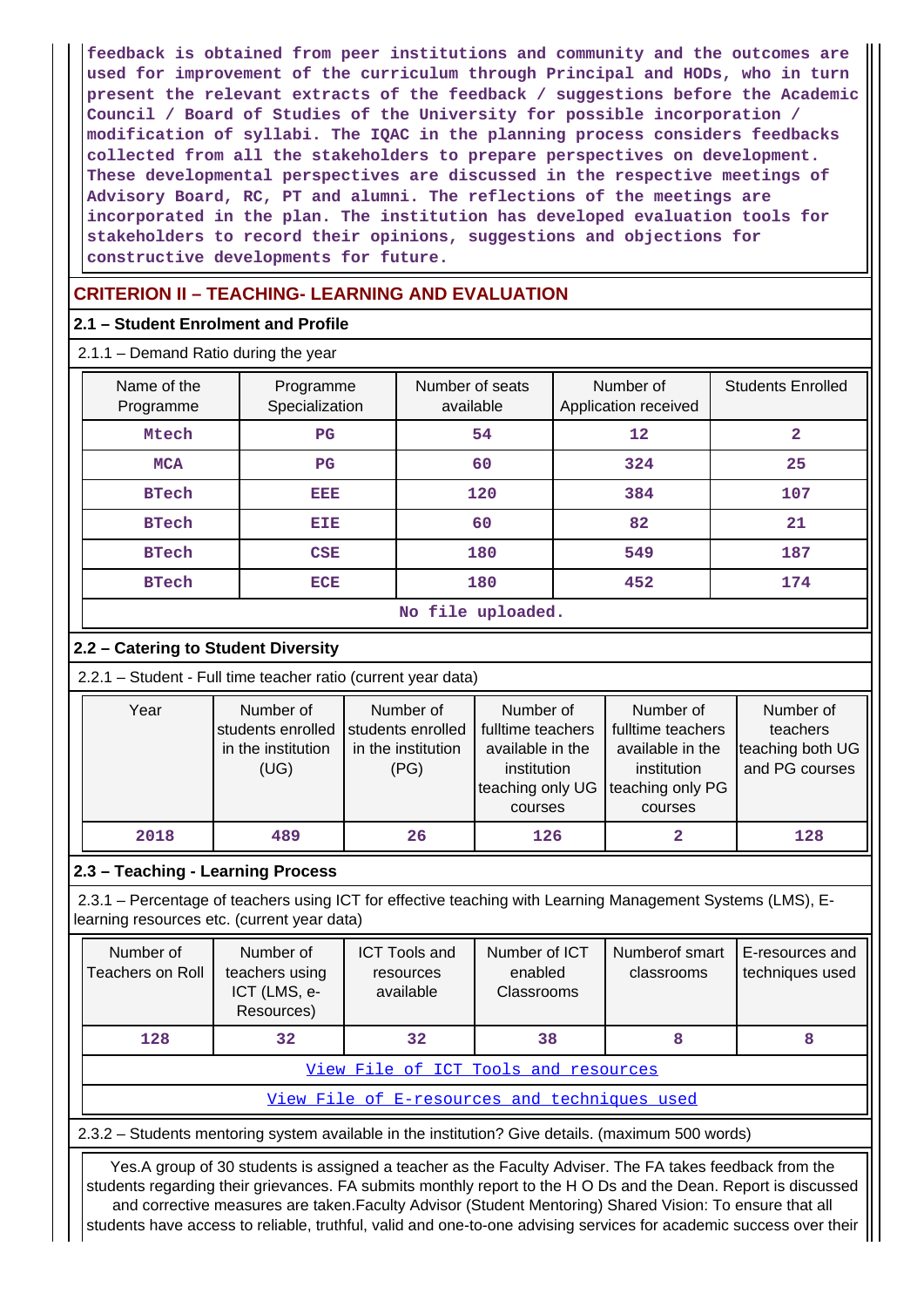feedback is obtained from peer institutions and community and the outcomes are used for improvement of the curriculum through Principal and HODs, who in turn present the relevant extracts of the feedback / suggestions before the Academic Council / Board of Studies of the University for possible incorporation / modification of syllabi. The IQAC in the planning process considers feedbacks collected from all the stakeholders to prepare perspectives on development. These developmental perspectives are discussed in the respective meetings of Advisory Board, RC, PT and alumni. The reflections of the meetings are incorporated in the plan. The institution has developed evaluation tools for stakeholders to record their opinions, suggestions and objections for constructive developments for future.

## CRITERION II – TEACHING- LEARNING AND EVALUATION

### 2.1 – Student Enrolment and Profile

2.1.1 – Demand Ratio during the year

| Name of the Programme | Programme Specialization | Number of seats available | Number of Application received | Students Enrolled |
|---|---|---|---|---|
| Mtech | PG | 54 | 12 | 2 |
| MCA | PG | 60 | 324 | 25 |
| BTech | EEE | 120 | 384 | 107 |
| BTech | EIE | 60 | 82 | 21 |
| BTech | CSE | 180 | 549 | 187 |
| BTech | ECE | 180 | 452 | 174 |

No file uploaded.

### 2.2 – Catering to Student Diversity

2.2.1 – Student - Full time teacher ratio (current year data)

| Year | Number of students enrolled in the institution (UG) | Number of students enrolled in the institution (PG) | Number of fulltime teachers available in the institution teaching only UG courses | Number of fulltime teachers available in the institution teaching only PG courses | Number of teachers teaching both UG and PG courses |
|---|---|---|---|---|---|
| 2018 | 489 | 26 | 126 | 2 | 128 |

### 2.3 – Teaching - Learning Process

2.3.1 – Percentage of teachers using ICT for effective teaching with Learning Management Systems (LMS), E-learning resources etc. (current year data)

| Number of Teachers on Roll | Number of teachers using ICT (LMS, e-Resources) | ICT Tools and resources available | Number of ICT enabled Classrooms | Numberof smart classrooms | E-resources and techniques used |
|---|---|---|---|---|---|
| 128 | 32 | 32 | 38 | 8 | 8 |

View File of ICT Tools and resources

View File of E-resources and techniques used

2.3.2 – Students mentoring system available in the institution? Give details. (maximum 500 words)

Yes.A group of 30 students is assigned a teacher as the Faculty Adviser. The FA takes feedback from the students regarding their grievances. FA submits monthly report to the H O Ds and the Dean. Report is discussed and corrective measures are taken.Faculty Advisor (Student Mentoring) Shared Vision: To ensure that all students have access to reliable, truthful, valid and one-to-one advising services for academic success over their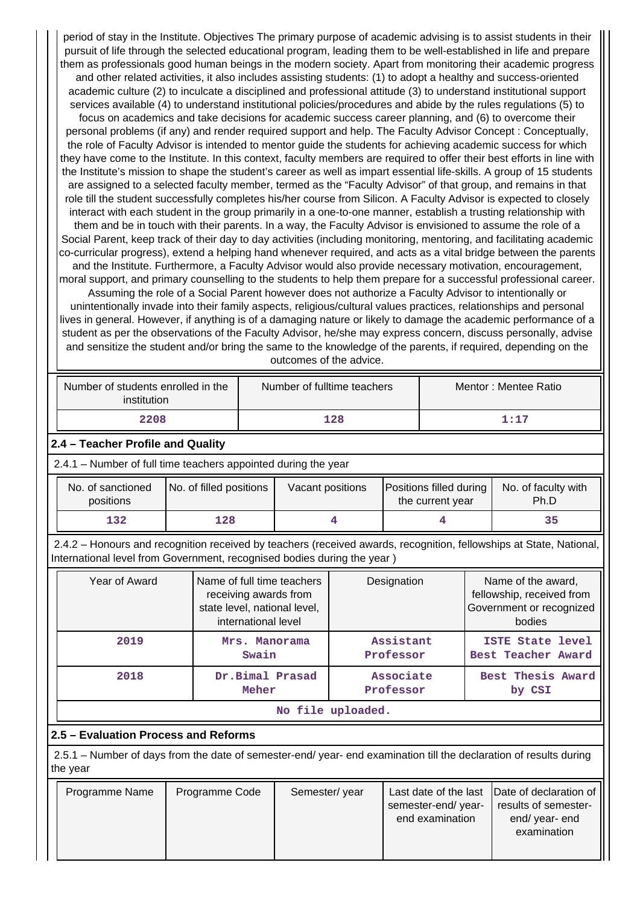period of stay in the Institute. Objectives The primary purpose of academic advising is to assist students in their pursuit of life through the selected educational program, leading them to be well-established in life and prepare them as professionals good human beings in the modern society. Apart from monitoring their academic progress and other related activities, it also includes assisting students: (1) to adopt a healthy and success-oriented academic culture (2) to inculcate a disciplined and professional attitude (3) to understand institutional support services available (4) to understand institutional policies/procedures and abide by the rules regulations (5) to focus on academics and take decisions for academic success career planning, and (6) to overcome their personal problems (if any) and render required support and help. The Faculty Advisor Concept : Conceptually, the role of Faculty Advisor is intended to mentor guide the students for achieving academic success for which they have come to the Institute. In this context, faculty members are required to offer their best efforts in line with the Institute's mission to shape the student's career as well as impart essential life-skills. A group of 15 students are assigned to a selected faculty member, termed as the "Faculty Advisor" of that group, and remains in that role till the student successfully completes his/her course from Silicon. A Faculty Advisor is expected to closely interact with each student in the group primarily in a one-to-one manner, establish a trusting relationship with them and be in touch with their parents. In a way, the Faculty Advisor is envisioned to assume the role of a Social Parent, keep track of their day to day activities (including monitoring, mentoring, and facilitating academic co-curricular progress), extend a helping hand whenever required, and acts as a vital bridge between the parents and the Institute. Furthermore, a Faculty Advisor would also provide necessary motivation, encouragement, moral support, and primary counselling to the students to help them prepare for a successful professional career. Assuming the role of a Social Parent however does not authorize a Faculty Advisor to intentionally or unintentionally invade into their family aspects, religious/cultural values practices, relationships and personal lives in general. However, if anything is of a damaging nature or likely to damage the academic performance of a student as per the observations of the Faculty Advisor, he/she may express concern, discuss personally, advise and sensitize the student and/or bring the same to the knowledge of the parents, if required, depending on the outcomes of the advice.

| Number of students enrolled in the institution | Number of fulltime teachers | Mentor : Mentee Ratio |
|---|---|---|
| 2208 | 128 | 1:17 |

## 2.4 – Teacher Profile and Quality

2.4.1 – Number of full time teachers appointed during the year

| No. of sanctioned positions | No. of filled positions | Vacant positions | Positions filled during the current year | No. of faculty with Ph.D |
|---|---|---|---|---|
| 132 | 128 | 4 | 4 | 35 |

2.4.2 – Honours and recognition received by teachers (received awards, recognition, fellowships at State, National, International level from Government, recognised bodies during the year )

| Year of Award | Name of full time teachers receiving awards from state level, national level, international level | Designation | Name of the award, fellowship, received from Government or recognized bodies |
|---|---|---|---|
| 2019 | Mrs. Manorama Swain | Assistant Professor | ISTE State level Best Teacher Award |
| 2018 | Dr.Bimal Prasad Meher | Associate Professor | Best Thesis Award by CSI |
| No file uploaded. | | | |

## 2.5 – Evaluation Process and Reforms

2.5.1 – Number of days from the date of semester-end/ year- end examination till the declaration of results during the year

| Programme Name | Programme Code | Semester/ year | Last date of the last semester-end/ year- end examination | Date of declaration of results of semester-end/ year- end examination |
|---|---|---|---|---|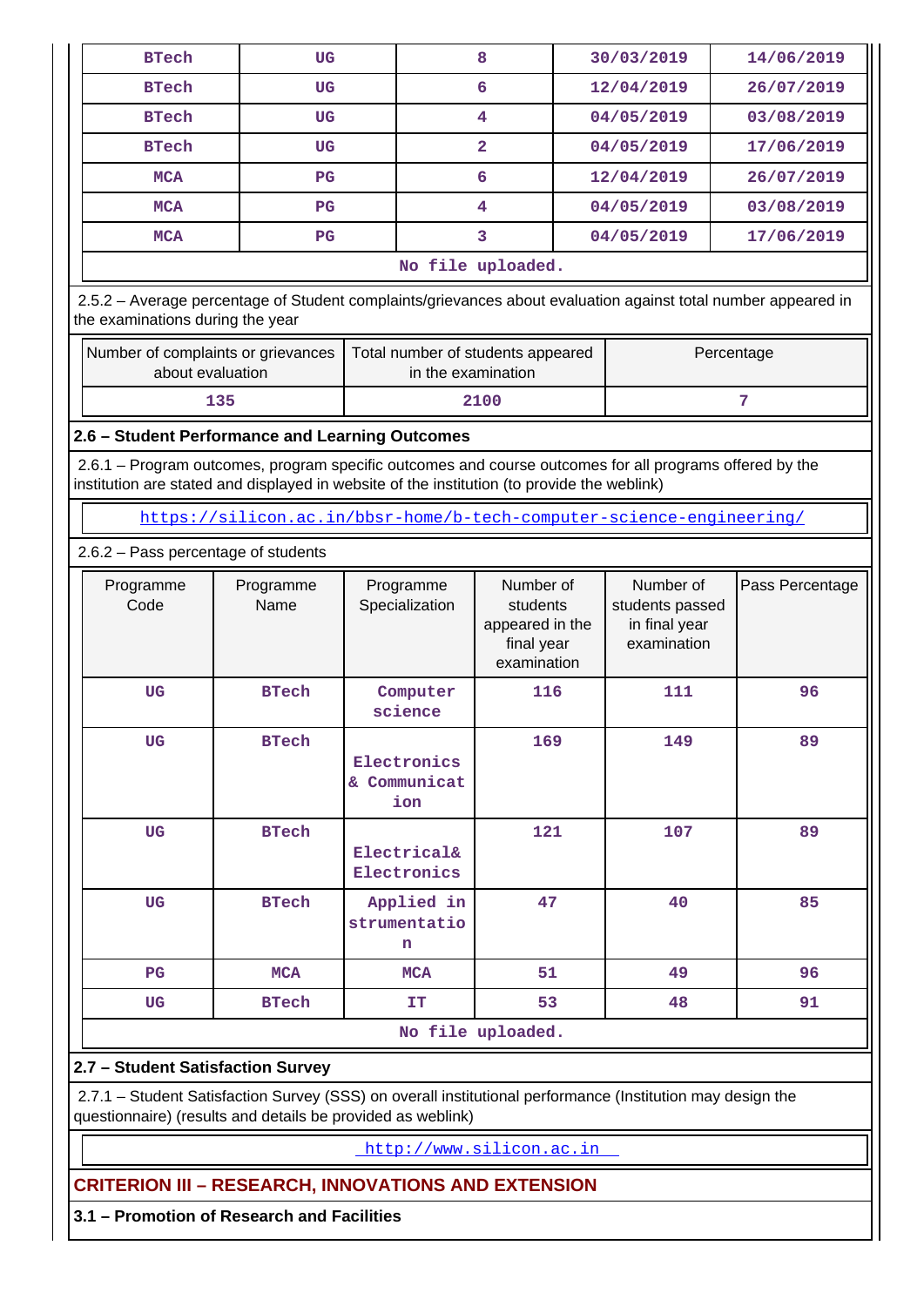| BTech | UG | 8 | 30/03/2019 | 14/06/2019 |
|---|---|---|---|---|
| BTech | UG | 6 | 12/04/2019 | 26/07/2019 |
| BTech | UG | 4 | 04/05/2019 | 03/08/2019 |
| BTech | UG | 2 | 04/05/2019 | 17/06/2019 |
| MCA | PG | 6 | 12/04/2019 | 26/07/2019 |
| MCA | PG | 4 | 04/05/2019 | 03/08/2019 |
| MCA | PG | 3 | 04/05/2019 | 17/06/2019 |
| No file uploaded. | | | | |

2.5.2 – Average percentage of Student complaints/grievances about evaluation against total number appeared in the examinations during the year

| Number of complaints or grievances about evaluation | Total number of students appeared in the examination | Percentage |
|---|---|---|
| 135 | 2100 | 7 |

**2.6 – Student Performance and Learning Outcomes**

2.6.1 – Program outcomes, program specific outcomes and course outcomes for all programs offered by the institution are stated and displayed in website of the institution (to provide the weblink)

https://silicon.ac.in/bbsr-home/b-tech-computer-science-engineering/

2.6.2 – Pass percentage of students

| Programme Code | Programme Name | Programme Specialization | Number of students appeared in the final year examination | Number of students passed in final year examination | Pass Percentage |
|---|---|---|---|---|---|
| UG | BTech | Computer science | 116 | 111 | 96 |
| UG | BTech | Electronics & Communication | 169 | 149 | 89 |
| UG | BTech | Electrical& Electronics | 121 | 107 | 89 |
| UG | BTech | Applied instrumentation | 47 | 40 | 85 |
| PG | MCA | MCA | 51 | 49 | 96 |
| UG | BTech | IT | 53 | 48 | 91 |
| No file uploaded. | | | | | |

**2.7 – Student Satisfaction Survey**

2.7.1 – Student Satisfaction Survey (SSS) on overall institutional performance (Institution may design the questionnaire) (results and details be provided as weblink)

http://www.silicon.ac.in

## CRITERION III – RESEARCH, INNOVATIONS AND EXTENSION

**3.1 – Promotion of Research and Facilities**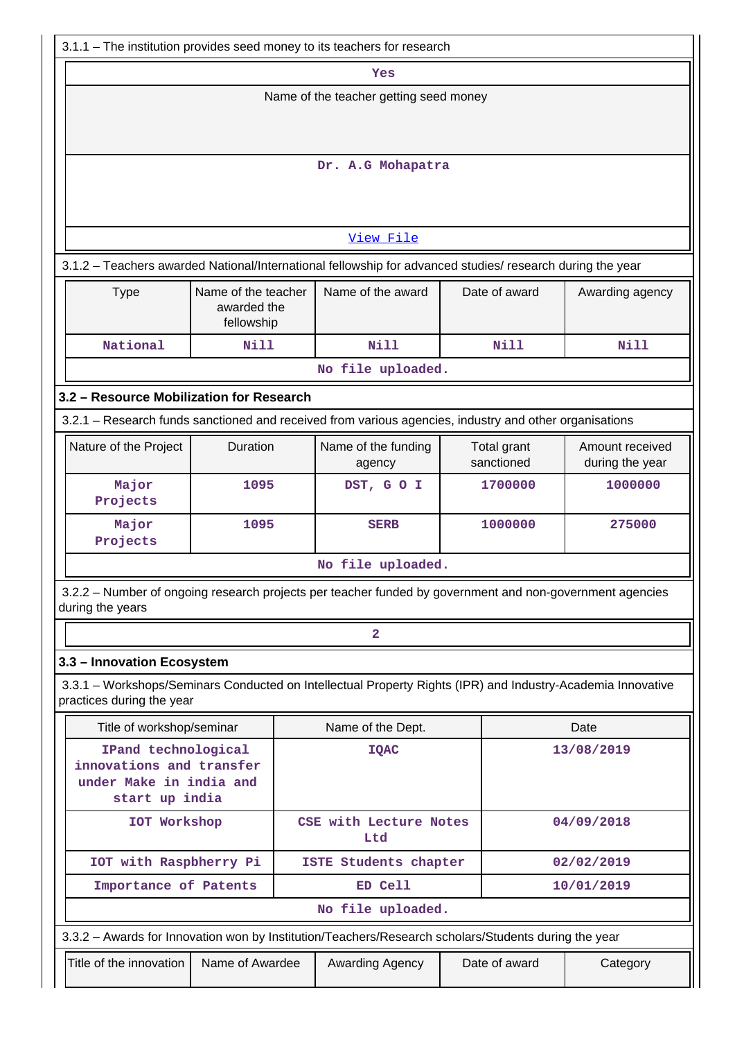3.1.1 – The institution provides seed money to its teachers for research

| Yes |
|---|
| Name of the teacher getting seed money |
| Dr. A.G Mohapatra |
| View File |

3.1.2 – Teachers awarded National/International fellowship for advanced studies/ research during the year

| Type | Name of the teacher awarded the fellowship | Name of the award | Date of award | Awarding agency |
|---|---|---|---|---|
| National | Nill | Nill | Nill | Nill |
| No file uploaded. | | | | |

### 3.2 – Resource Mobilization for Research

3.2.1 – Research funds sanctioned and received from various agencies, industry and other organisations

| Nature of the Project | Duration | Name of the funding agency | Total grant sanctioned | Amount received during the year |
|---|---|---|---|---|
| Major Projects | 1095 | DST, G O I | 1700000 | 1000000 |
| Major Projects | 1095 | SERB | 1000000 | 275000 |
| No file uploaded. | | | | |

3.2.2 – Number of ongoing research projects per teacher funded by government and non-government agencies during the years

| 2 |
|---|

### 3.3 – Innovation Ecosystem

3.3.1 – Workshops/Seminars Conducted on Intellectual Property Rights (IPR) and Industry-Academia Innovative practices during the year

| Title of workshop/seminar | Name of the Dept. | Date |
|---|---|---|
| IPand technological innovations and transfer under Make in india and start up india | IQAC | 13/08/2019 |
| IOT Workshop | CSE with Lecture Notes Ltd | 04/09/2018 |
| IOT with Raspbherry Pi | ISTE Students chapter | 02/02/2019 |
| Importance of Patents | ED Cell | 10/01/2019 |
| No file uploaded. | | |

3.3.2 – Awards for Innovation won by Institution/Teachers/Research scholars/Students during the year

| Title of the innovation | Name of Awardee | Awarding Agency | Date of award | Category |
|---|---|---|---|---|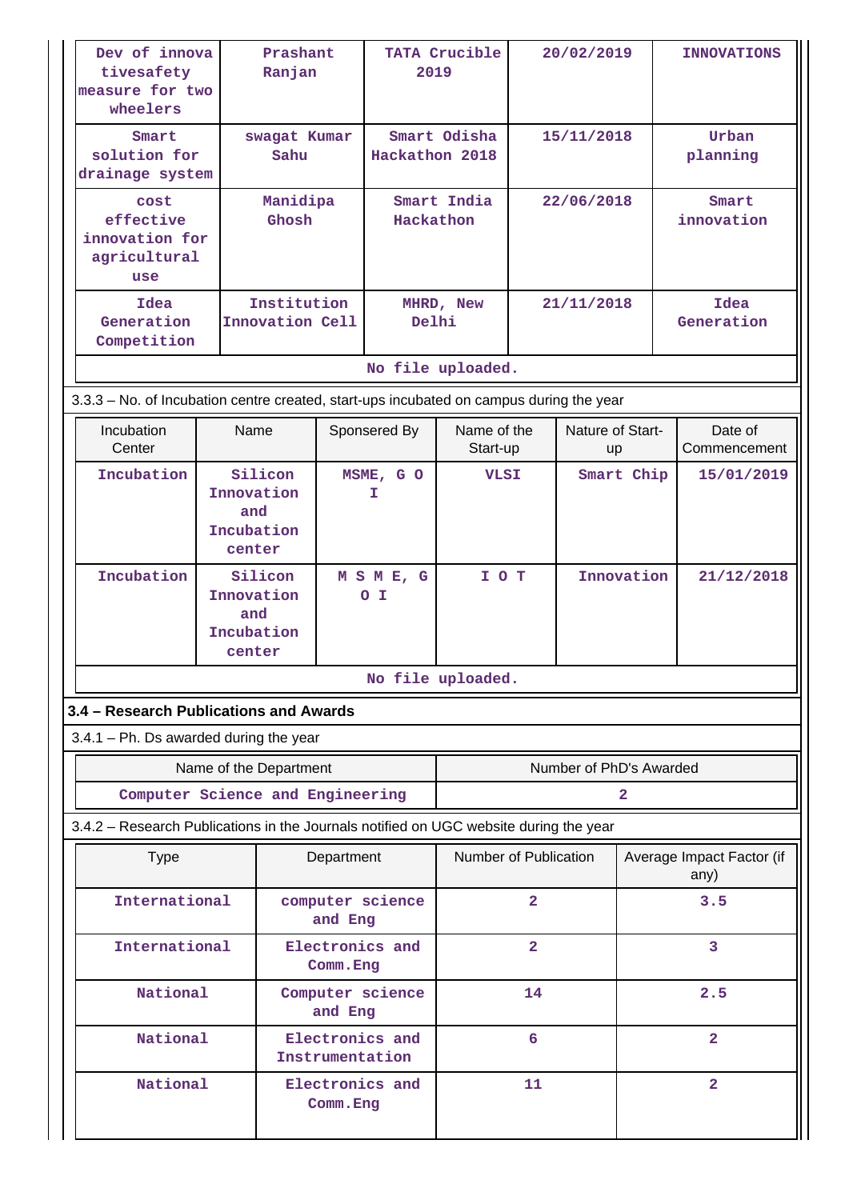| Dev of innovativesafety measure for two wheelers | Prashant Ranjan | TATA Crucible 2019 | 20/02/2019 | INNOVATIONS |
|---|---|---|---|---|
| Smart solution for drainage system | swagat Kumar Sahu | Smart Odisha Hackathon 2018 | 15/11/2018 | Urban planning |
| cost effective innovation for agricultural use | Manidipa Ghosh | Smart India Hackathon | 22/06/2018 | Smart innovation |
| Idea Generation Competition | Institution Innovation Cell | MHRD, New Delhi | 21/11/2018 | Idea Generation |

No file uploaded.

3.3.3 – No. of Incubation centre created, start-ups incubated on campus during the year

| Incubation Center | Name | Sponsered By | Name of the Start-up | Nature of Start-up | Date of Commencement |
|---|---|---|---|---|---|
| Incubation | Silicon Innovation and Incubation center | MSME, G O I | VLSI | Smart Chip | 15/01/2019 |
| Incubation | Silicon Innovation and Incubation center | M S M E, G O I | I O T | Innovation | 21/12/2018 |

No file uploaded.

## 3.4 – Research Publications and Awards

3.4.1 – Ph. Ds awarded during the year

| Name of the Department | Number of PhD's Awarded |
|---|---|
| Computer Science and Engineering | 2 |

3.4.2 – Research Publications in the Journals notified on UGC website during the year

| Type | Department | Number of Publication | Average Impact Factor (if any) |
|---|---|---|---|
| International | computer science and Eng | 2 | 3.5 |
| International | Electronics and Comm.Eng | 2 | 3 |
| National | Computer science and Eng | 14 | 2.5 |
| National | Electronics and Instrumentation | 6 | 2 |
| National | Electronics and Comm.Eng | 11 | 2 |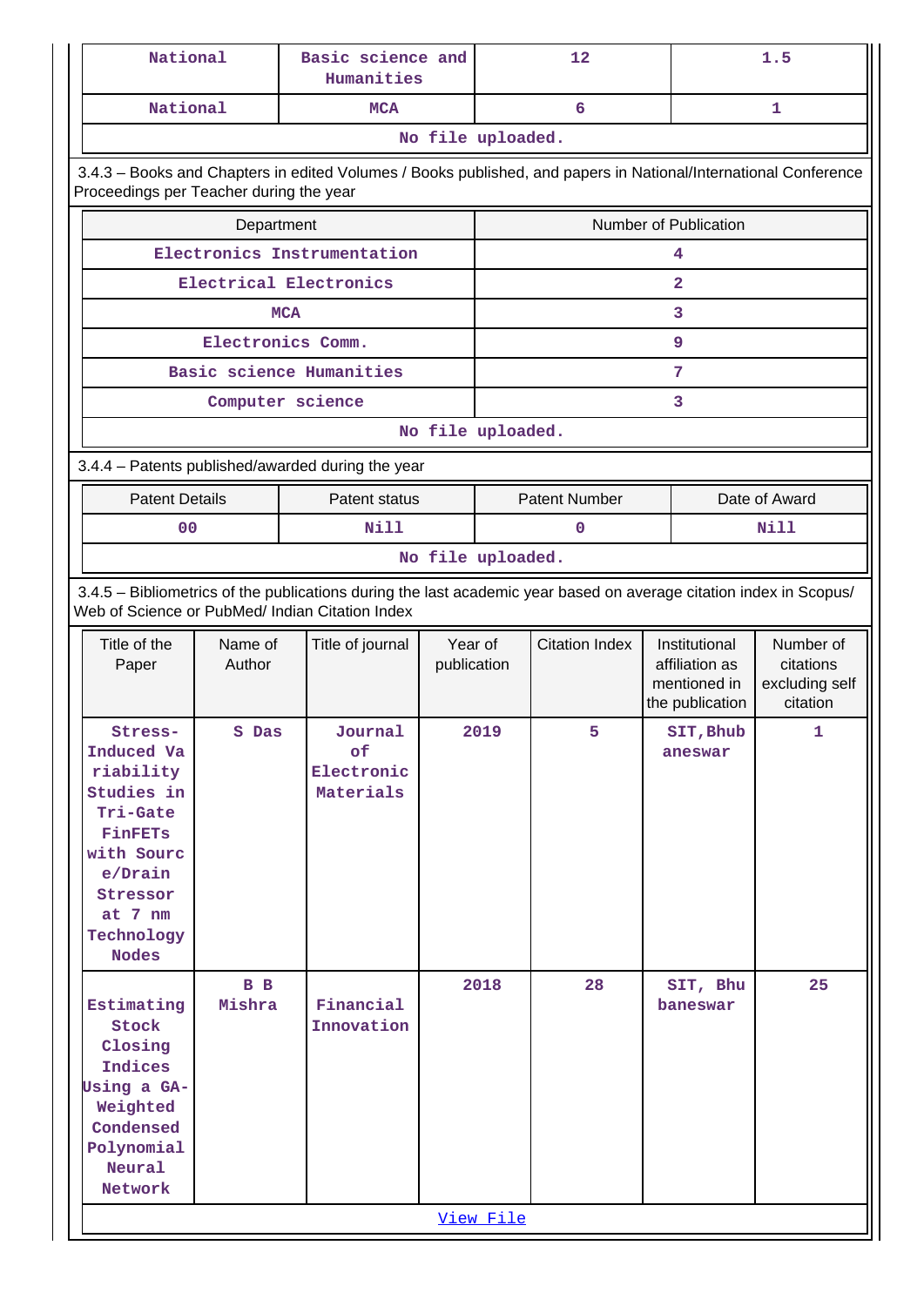| | | | |
|---|---|---|---|
| National | Basic science and Humanities | 12 | 1.5 |
| National | MCA | 6 | 1 |
| No file uploaded. | | | |

3.4.3 – Books and Chapters in edited Volumes / Books published, and papers in National/International Conference Proceedings per Teacher during the year

| Department | Number of Publication |
|---|---|
| Electronics Instrumentation | 4 |
| Electrical Electronics | 2 |
| MCA | 3 |
| Electronics Comm. | 9 |
| Basic science Humanities | 7 |
| Computer science | 3 |
| No file uploaded. | |

3.4.4 – Patents published/awarded during the year

| Patent Details | Patent status | Patent Number | Date of Award |
|---|---|---|---|
| 00 | Nill | 0 | Nill |
| No file uploaded. | | | |

3.4.5 – Bibliometrics of the publications during the last academic year based on average citation index in Scopus/ Web of Science or PubMed/ Indian Citation Index

| Title of the Paper | Name of Author | Title of journal | Year of publication | Citation Index | Institutional affiliation as mentioned in the publication | Number of citations excluding self citation |
|---|---|---|---|---|---|---|
| Stress-Induced Variability Studies in Tri-Gate FinFETs with Source/Drain Stressor at 7 nm Technology Nodes | S Das | Journal of Electronic Materials | 2019 | 5 | SIT,Bhubaneswar | 1 |
| Estimating Stock Closing Indices Using a GA-Weighted Condensed Polynomial Neural Network | B B Mishra | Financial Innovation | 2018 | 28 | SIT, Bhubaneswar | 25 |
| View File | | | | | | |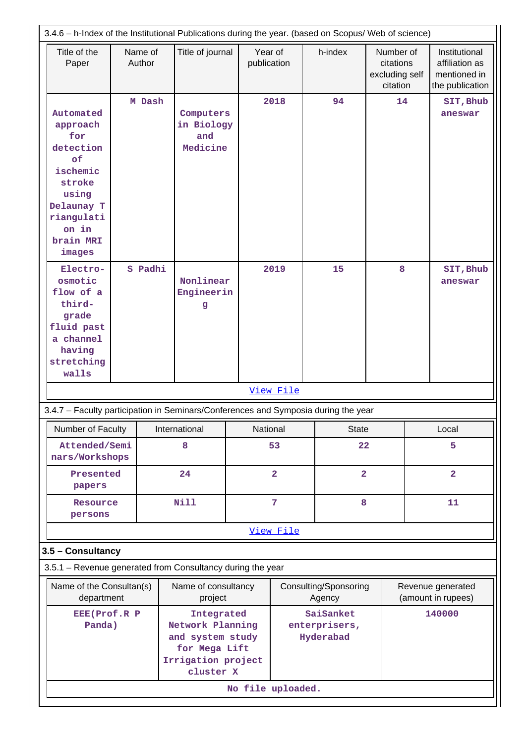3.4.6 – h-Index of the Institutional Publications during the year. (based on Scopus/ Web of science)

| Title of the Paper | Name of Author | Title of journal | Year of publication | h-index | Number of citations excluding self citation | Institutional affiliation as mentioned in the publication |
|---|---|---|---|---|---|---|
| Automated approach for detection of ischemic stroke using Delaunay Triangulation in brain MRI images | M Dash | Computers in Biology and Medicine | 2018 | 94 | 14 | SIT,Bhubaneswar |
| Electro-osmotic flow of a third-grade fluid past a channel having stretching walls | S Padhi | Nonlinear Engineering | 2019 | 15 | 8 | SIT,Bhubaneswar |

View File

3.4.7 – Faculty participation in Seminars/Conferences and Symposia during the year

| Number of Faculty | International | National | State | Local |
|---|---|---|---|---|
| Attended/Seminars/Workshops | 8 | 53 | 22 | 5 |
| Presented papers | 24 | 2 | 2 | 2 |
| Resource persons | Nill | 7 | 8 | 11 |

View File

## 3.5 – Consultancy

3.5.1 – Revenue generated from Consultancy during the year

| Name of the Consultan(s) department | Name of consultancy project | Consulting/Sponsoring Agency | Revenue generated (amount in rupees) |
|---|---|---|---|
| EEE(Prof.R P Panda) | Integrated Network Planning and system study for Mega Lift Irrigation project cluster X | SaiSanket enterprisers, Hyderabad | 140000 |

No file uploaded.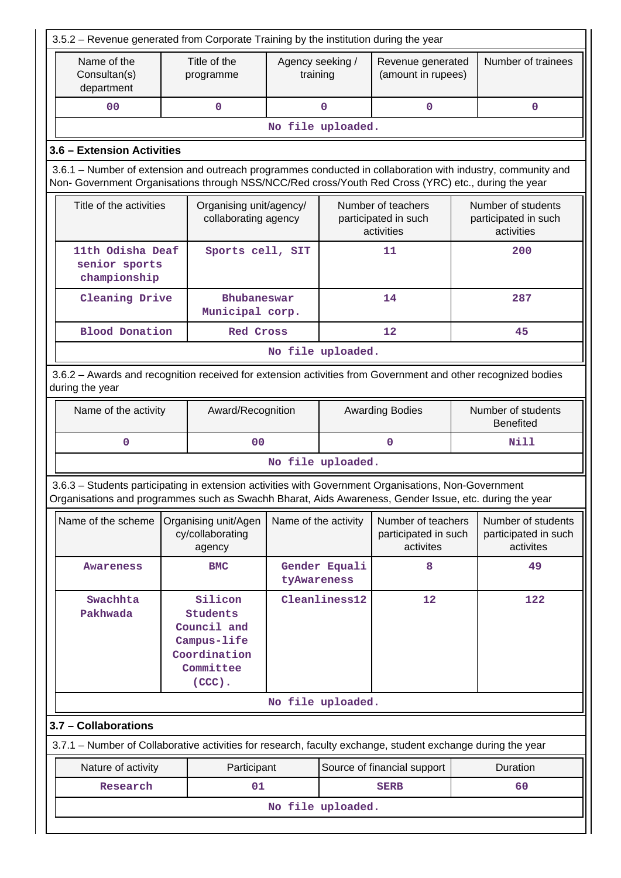3.5.2 – Revenue generated from Corporate Training by the institution during the year

| Name of the Consultan(s) department | Title of the programme | Agency seeking / training | Revenue generated (amount in rupees) | Number of trainees |
|---|---|---|---|---|
| 00 | 0 | 0 | 0 | 0 |
| No file uploaded. | | | | |

### 3.6 – Extension Activities

3.6.1 – Number of extension and outreach programmes conducted in collaboration with industry, community and Non- Government Organisations through NSS/NCC/Red cross/Youth Red Cross (YRC) etc., during the year

| Title of the activities | Organising unit/agency/ collaborating agency | Number of teachers participated in such activities | Number of students participated in such activities |
|---|---|---|---|
| 11th Odisha Deaf senior sports championship | Sports cell, SIT | 11 | 200 |
| Cleaning Drive | Bhubaneswar Municipal corp. | 14 | 287 |
| Blood Donation | Red Cross | 12 | 45 |
| No file uploaded. | | | |

3.6.2 – Awards and recognition received for extension activities from Government and other recognized bodies during the year

| Name of the activity | Award/Recognition | Awarding Bodies | Number of students Benefited |
|---|---|---|---|
| 0 | 00 | 0 | Nill |
| No file uploaded. | | | |

3.6.3 – Students participating in extension activities with Government Organisations, Non-Government Organisations and programmes such as Swachh Bharat, Aids Awareness, Gender Issue, etc. during the year

| Name of the scheme | Organising unit/Agency/collaborating agency | Name of the activity | Number of teachers participated in such activites | Number of students participated in such activites |
|---|---|---|---|---|
| Awareness | BMC | Gender EqualityAwareness | 8 | 49 |
| Swachhta Pakhwada | Silicon Students Council and Campus-life Coordination Committee (CCC). | Cleanliness12 | 12 | 122 |
| No file uploaded. | | | | |

### 3.7 – Collaborations

3.7.1 – Number of Collaborative activities for research, faculty exchange, student exchange during the year

| Nature of activity | Participant | Source of financial support | Duration |
|---|---|---|---|
| Research | 01 | SERB | 60 |
| No file uploaded. | | | |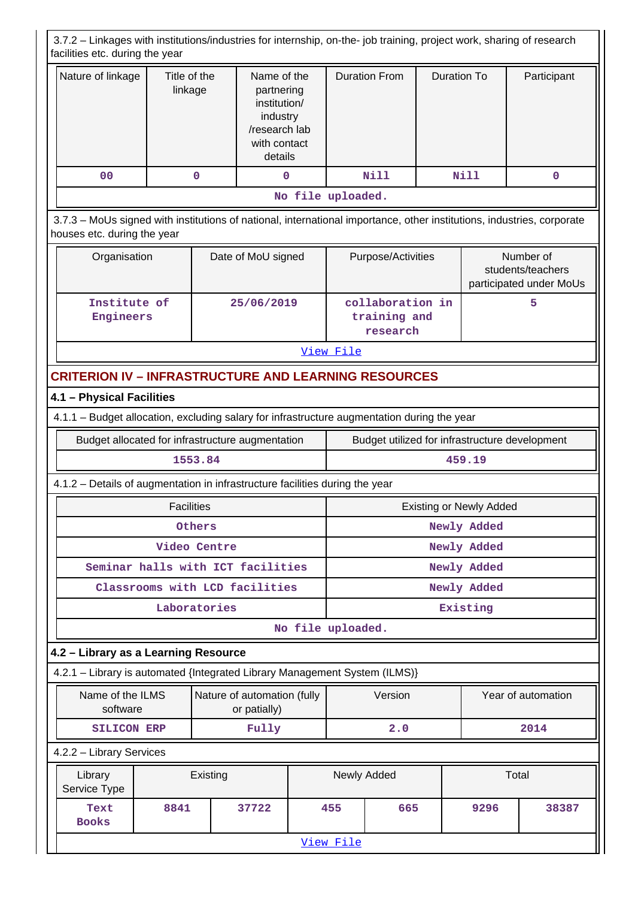3.7.2 – Linkages with institutions/industries for internship, on-the- job training, project work, sharing of research facilities etc. during the year

| Nature of linkage | Title of the linkage | Name of the partnering institution/ industry /research lab with contact details | Duration From | Duration To | Participant |
|---|---|---|---|---|---|
| 00 | 0 | 0 | Nill | Nill | 0 |
| No file uploaded. | | | | | |

3.7.3 – MoUs signed with institutions of national, international importance, other institutions, industries, corporate houses etc. during the year

| Organisation | Date of MoU signed | Purpose/Activities | Number of students/teachers participated under MoUs |
|---|---|---|---|
| Institute of Engineers | 25/06/2019 | collaboration in training and research | 5 |
| View File | | | |

## CRITERION IV – INFRASTRUCTURE AND LEARNING RESOURCES

### 4.1 – Physical Facilities

4.1.1 – Budget allocation, excluding salary for infrastructure augmentation during the year

| Budget allocated for infrastructure augmentation | Budget utilized for infrastructure development |
|---|---|
| 1553.84 | 459.19 |

4.1.2 – Details of augmentation in infrastructure facilities during the year

| Facilities | Existing or Newly Added |
|---|---|
| Others | Newly Added |
| Video Centre | Newly Added |
| Seminar halls with ICT facilities | Newly Added |
| Classrooms with LCD facilities | Newly Added |
| Laboratories | Existing |
| No file uploaded. | |

### 4.2 – Library as a Learning Resource

4.2.1 – Library is automated {Integrated Library Management System (ILMS)}

| Name of the ILMS software | Nature of automation (fully or patially) | Version | Year of automation |
|---|---|---|---|
| SILICON ERP | Fully | 2.0 | 2014 |

4.2.2 – Library Services

| Library Service Type | Existing | | Newly Added | | Total | |
|---|---|---|---|---|---|---|
| Text Books | 8841 | 37722 | 455 | 665 | 9296 | 38387 |
| View File | | | | | | |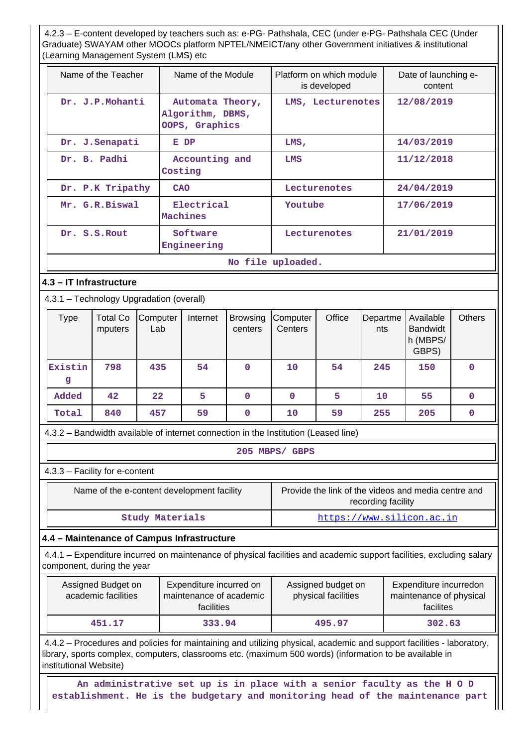4.2.3 – E-content developed by teachers such as: e-PG- Pathshala, CEC (under e-PG- Pathshala CEC (Under Graduate) SWAYAM other MOOCs platform NPTEL/NMEICT/any other Government initiatives & institutional (Learning Management System (LMS) etc

| Name of the Teacher | Name of the Module | Platform on which module is developed | Date of launching e-content |
|---|---|---|---|
| Dr. J.P.Mohanti | Automata Theory, Algorithm, DBMS, OOPS, Graphics | LMS, Lecturenotes | 12/08/2019 |
| Dr. J.Senapati | E DP | LMS, | 14/03/2019 |
| Dr. B. Padhi | Accounting and Costing | LMS | 11/12/2018 |
| Dr. P.K Tripathy | CAO | Lecturenotes | 24/04/2019 |
| Mr. G.R.Biswal | Electrical Machines | Youtube | 17/06/2019 |
| Dr. S.S.Rout | Software Engineering | Lecturenotes | 21/01/2019 |

No file uploaded.

### 4.3 – IT Infrastructure

4.3.1 – Technology Upgradation (overall)

| Type | Total Computers | Computer Lab | Internet | Browsing centers | Computer Centers | Office | Departments | Available Bandwidth (MBPS/ GBPS) | Others |
|---|---|---|---|---|---|---|---|---|---|
| Existing | 798 | 435 | 54 | 0 | 10 | 54 | 245 | 150 | 0 |
| Added | 42 | 22 | 5 | 0 | 0 | 5 | 10 | 55 | 0 |
| Total | 840 | 457 | 59 | 0 | 10 | 59 | 255 | 205 | 0 |

4.3.2 – Bandwidth available of internet connection in the Institution (Leased line)

205 MBPS/ GBPS

4.3.3 – Facility for e-content

| Name of the e-content development facility | Provide the link of the videos and media centre and recording facility |
|---|---|
| Study Materials | https://www.silicon.ac.in |

### 4.4 – Maintenance of Campus Infrastructure

4.4.1 – Expenditure incurred on maintenance of physical facilities and academic support facilities, excluding salary component, during the year

| Assigned Budget on academic facilities | Expenditure incurred on maintenance of academic facilities | Assigned budget on physical facilities | Expenditure incurredon maintenance of physical facilites |
|---|---|---|---|
| 451.17 | 333.94 | 495.97 | 302.63 |

4.4.2 – Procedures and policies for maintaining and utilizing physical, academic and support facilities - laboratory, library, sports complex, computers, classrooms etc. (maximum 500 words) (information to be available in institutional Website)

An administrative set up is in place with a senior faculty as the H O D establishment. He is the budgetary and monitoring head of the maintenance part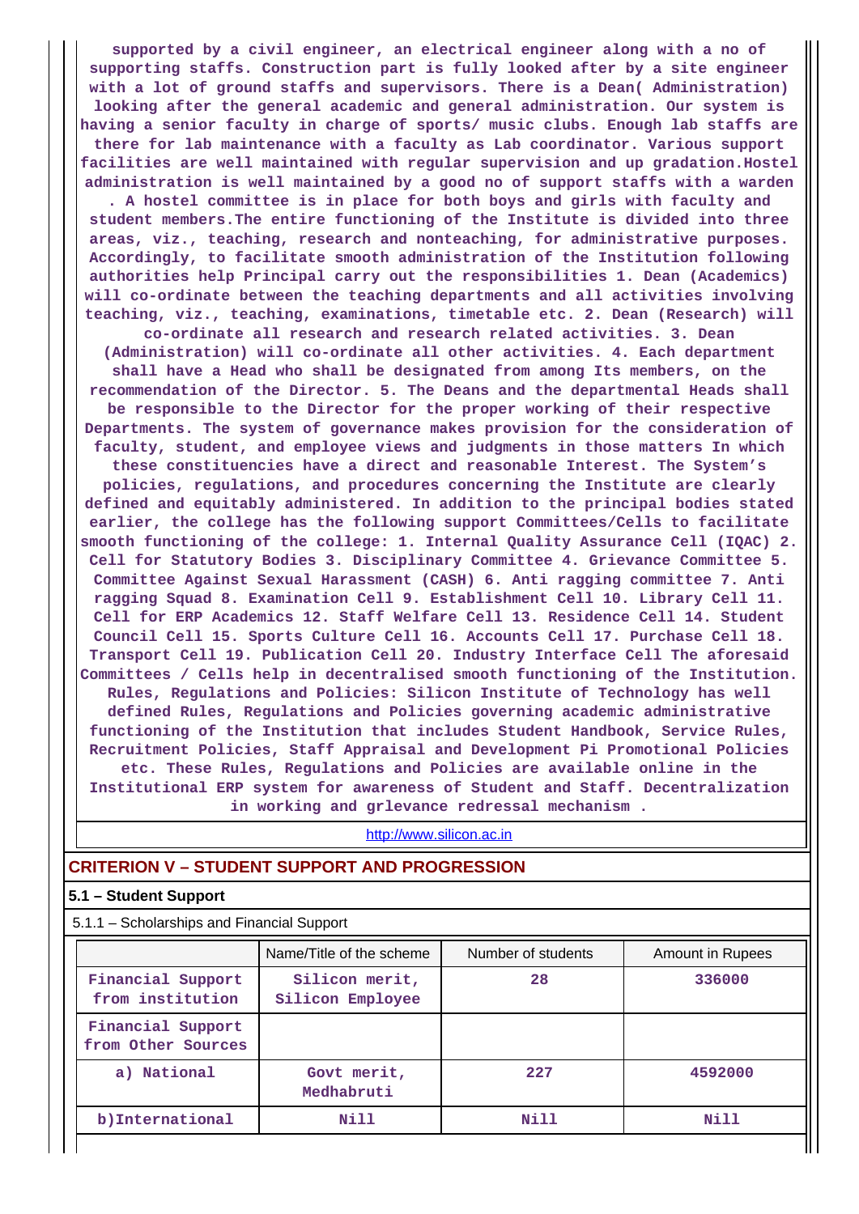supported by a civil engineer, an electrical engineer along with a no of supporting staffs. Construction part is fully looked after by a site engineer with a lot of ground staffs and supervisors. There is a Dean( Administration) looking after the general academic and general administration. Our system is having a senior faculty in charge of sports/ music clubs. Enough lab staffs are there for lab maintenance with a faculty as Lab coordinator. Various support facilities are well maintained with regular supervision and up gradation.Hostel administration is well maintained by a good no of support staffs with a warden . A hostel committee is in place for both boys and girls with faculty and student members.The entire functioning of the Institute is divided into three areas, viz., teaching, research and nonteaching, for administrative purposes. Accordingly, to facilitate smooth administration of the Institution following authorities help Principal carry out the responsibilities 1. Dean (Academics) will co-ordinate between the teaching departments and all activities involving teaching, viz., teaching, examinations, timetable etc. 2. Dean (Research) will co-ordinate all research and research related activities. 3. Dean (Administration) will co-ordinate all other activities. 4. Each department shall have a Head who shall be designated from among Its members, on the recommendation of the Director. 5. The Deans and the departmental Heads shall be responsible to the Director for the proper working of their respective Departments. The system of governance makes provision for the consideration of faculty, student, and employee views and judgments in those matters In which these constituencies have a direct and reasonable Interest. The System's policies, regulations, and procedures concerning the Institute are clearly defined and equitably administered. In addition to the principal bodies stated earlier, the college has the following support Committees/Cells to facilitate smooth functioning of the college: 1. Internal Quality Assurance Cell (IQAC) 2. Cell for Statutory Bodies 3. Disciplinary Committee 4. Grievance Committee 5. Committee Against Sexual Harassment (CASH) 6. Anti ragging committee 7. Anti ragging Squad 8. Examination Cell 9. Establishment Cell 10. Library Cell 11. Cell for ERP Academics 12. Staff Welfare Cell 13. Residence Cell 14. Student Council Cell 15. Sports Culture Cell 16. Accounts Cell 17. Purchase Cell 18. Transport Cell 19. Publication Cell 20. Industry Interface Cell The aforesaid Committees / Cells help in decentralised smooth functioning of the Institution. Rules, Regulations and Policies: Silicon Institute of Technology has well defined Rules, Regulations and Policies governing academic administrative functioning of the Institution that includes Student Handbook, Service Rules, Recruitment Policies, Staff Appraisal and Development Pi Promotional Policies etc. These Rules, Regulations and Policies are available online in the Institutional ERP system for awareness of Student and Staff. Decentralization in working and grlevance redressal mechanism .

http://www.silicon.ac.in

## CRITERION V – STUDENT SUPPORT AND PROGRESSION

### 5.1 – Student Support

5.1.1 – Scholarships and Financial Support

| | Name/Title of the scheme | Number of students | Amount in Rupees |
|---|---|---|---|
| Financial Support from institution | Silicon merit, Silicon Employee | 28 | 336000 |
| Financial Support from Other Sources | | | |
| a) National | Govt merit, Medhabruti | 227 | 4592000 |
| b)International | Nill | Nill | Nill |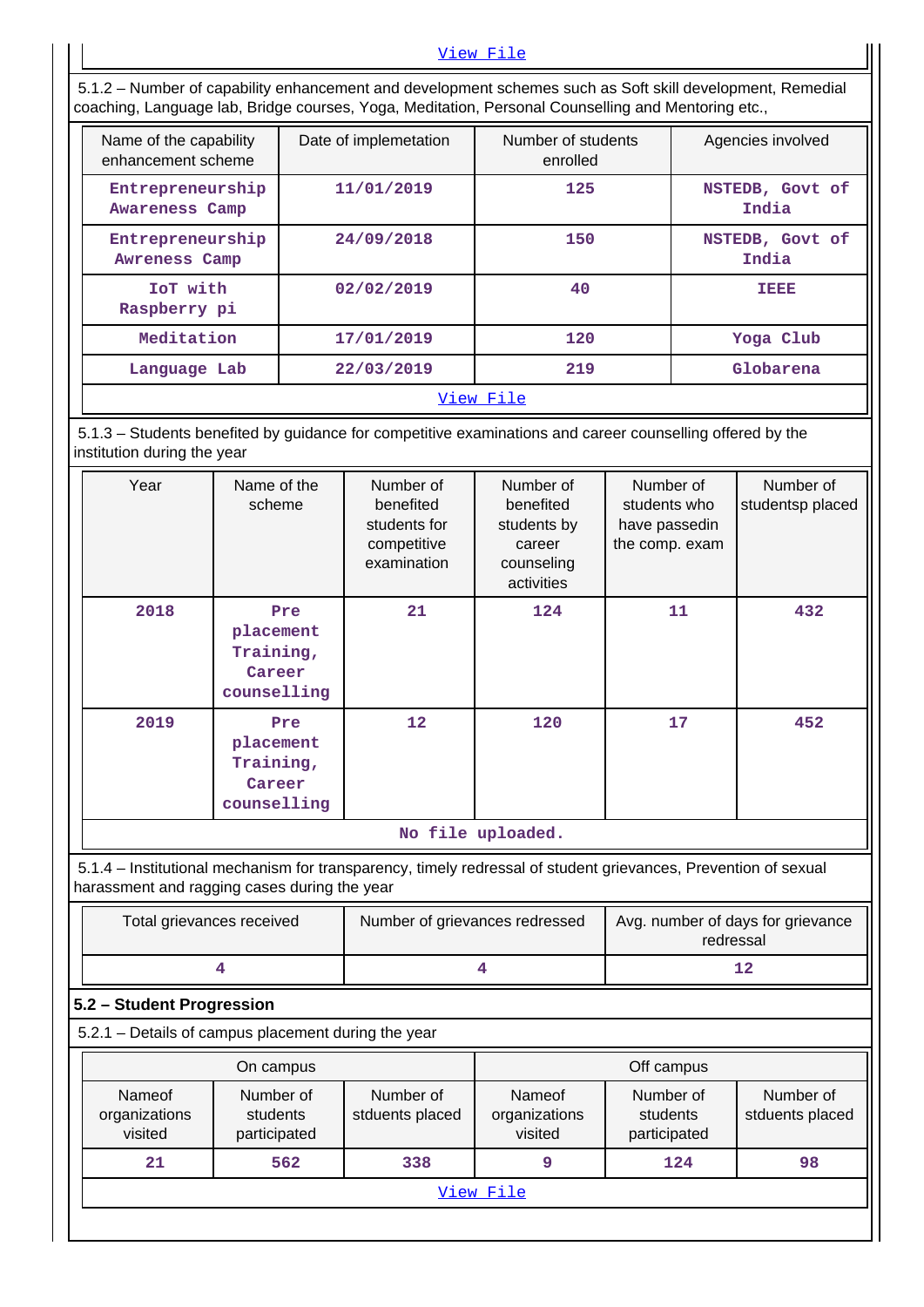View File

5.1.2 – Number of capability enhancement and development schemes such as Soft skill development, Remedial coaching, Language lab, Bridge courses, Yoga, Meditation, Personal Counselling and Mentoring etc.,

| Name of the capability enhancement scheme | Date of implemetation | Number of students enrolled | Agencies involved |
|---|---|---|---|
| Entrepreneurship Awareness Camp | 11/01/2019 | 125 | NSTEDB, Govt of India |
| Entrepreneurship Awreness Camp | 24/09/2018 | 150 | NSTEDB, Govt of India |
| IoT with Raspberry pi | 02/02/2019 | 40 | IEEE |
| Meditation | 17/01/2019 | 120 | Yoga Club |
| Language Lab | 22/03/2019 | 219 | Globarena |

View File

5.1.3 – Students benefited by guidance for competitive examinations and career counselling offered by the institution during the year

| Year | Name of the scheme | Number of benefited students for competitive examination | Number of benefited students by career counseling activities | Number of students who have passedin the comp. exam | Number of studentsp placed |
|---|---|---|---|---|---|
| 2018 | Pre placement Training, Career counselling | 21 | 124 | 11 | 432 |
| 2019 | Pre placement Training, Career counselling | 12 | 120 | 17 | 452 |

No file uploaded.

5.1.4 – Institutional mechanism for transparency, timely redressal of student grievances, Prevention of sexual harassment and ragging cases during the year

| Total grievances received | Number of grievances redressed | Avg. number of days for grievance redressal |
|---|---|---|
| 4 | 4 | 12 |

## 5.2 – Student Progression

5.2.1 – Details of campus placement during the year

| On campus | | | Off campus | | |
|---|---|---|---|---|---|
| Nameof organizations visited | Number of students participated | Number of stduents placed | Nameof organizations visited | Number of students participated | Number of stduents placed |
| 21 | 562 | 338 | 9 | 124 | 98 |

View File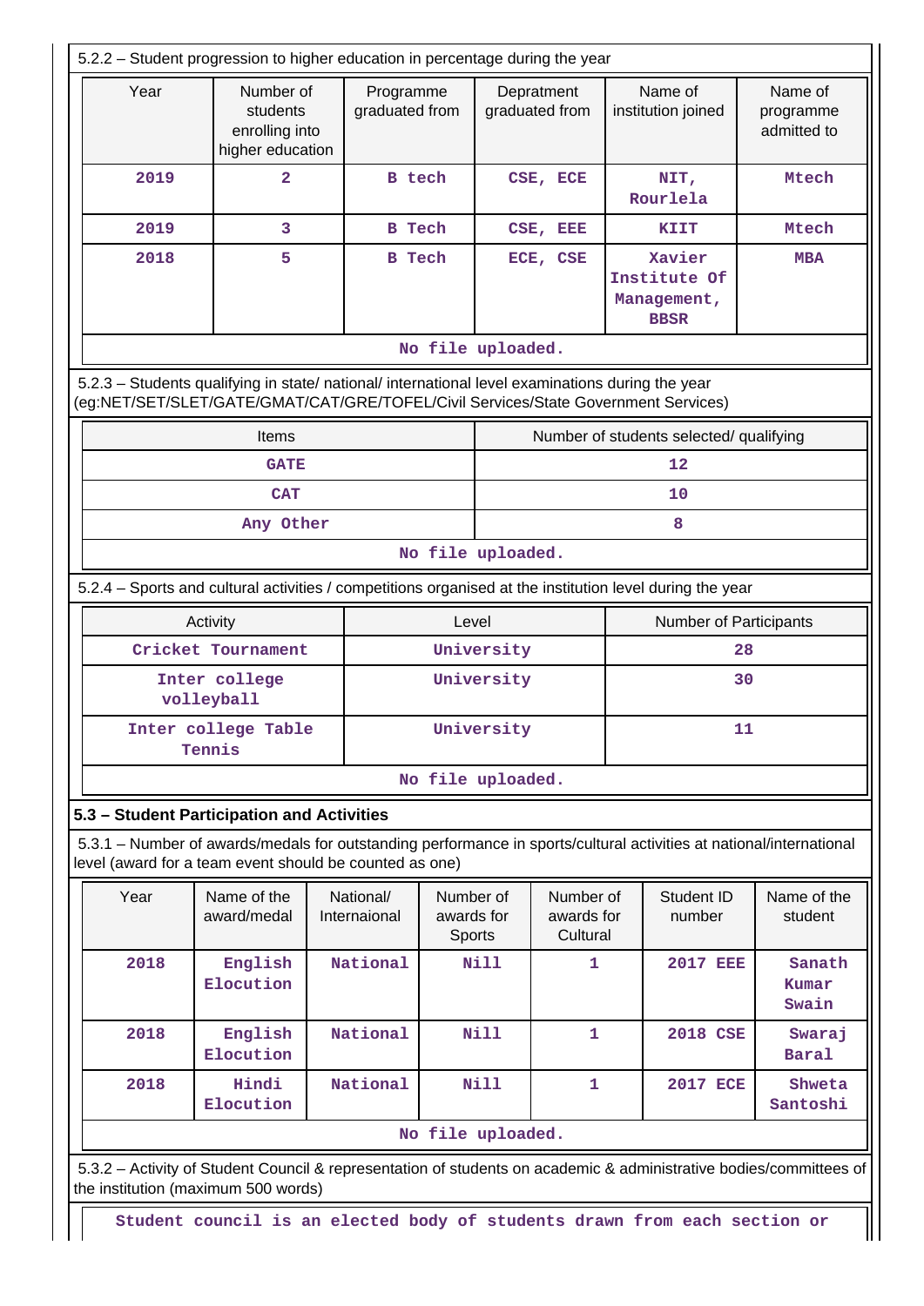5.2.2 – Student progression to higher education in percentage during the year

| Year | Number of students enrolling into higher education | Programme graduated from | Depratment graduated from | Name of institution joined | Name of programme admitted to |
|---|---|---|---|---|---|
| 2019 | 2 | B tech | CSE, ECE | NIT, Rourlela | Mtech |
| 2019 | 3 | B Tech | CSE, EEE | KIIT | Mtech |
| 2018 | 5 | B Tech | ECE, CSE | Xavier Institute Of Management, BBSR | MBA |

No file uploaded.

5.2.3 – Students qualifying in state/ national/ international level examinations during the year (eg:NET/SET/SLET/GATE/GMAT/CAT/GRE/TOFEL/Civil Services/State Government Services)

| Items | Number of students selected/ qualifying |
|---|---|
| GATE | 12 |
| CAT | 10 |
| Any Other | 8 |

No file uploaded.

5.2.4 – Sports and cultural activities / competitions organised at the institution level during the year

| Activity | Level | Number of Participants |
|---|---|---|
| Cricket Tournament | University | 28 |
| Inter college volleyball | University | 30 |
| Inter college Table Tennis | University | 11 |

No file uploaded.

**5.3 – Student Participation and Activities**

5.3.1 – Number of awards/medals for outstanding performance in sports/cultural activities at national/international level (award for a team event should be counted as one)

| Year | Name of the award/medal | National/ Internaional | Number of awards for Sports | Number of awards for Cultural | Student ID number | Name of the student |
|---|---|---|---|---|---|---|
| 2018 | English Elocution | National | Nill | 1 | 2017 EEE | Sanath Kumar Swain |
| 2018 | English Elocution | National | Nill | 1 | 2018 CSE | Swaraj Baral |
| 2018 | Hindi Elocution | National | Nill | 1 | 2017 ECE | Shweta Santoshi |

No file uploaded.

5.3.2 – Activity of Student Council & representation of students on academic & administrative bodies/committees of the institution (maximum 500 words)

Student council is an elected body of students drawn from each section or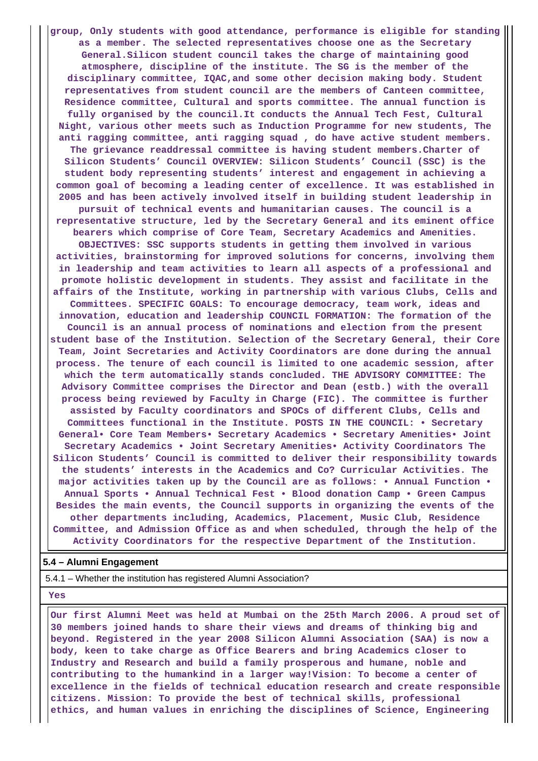group, Only students with good attendance, performance is eligible for standing as a member. The selected representatives choose one as the Secretary General.Silicon student council takes the charge of maintaining good atmosphere, discipline of the institute. The SG is the member of the disciplinary committee, IQAC,and some other decision making body. Student representatives from student council are the members of Canteen committee, Residence committee, Cultural and sports committee. The annual function is fully organised by the council.It conducts the Annual Tech Fest, Cultural Night, various other meets such as Induction Programme for new students, The anti ragging committee, anti ragging squad , do have active student members. The grievance readdressal committee is having student members.Charter of Silicon Students' Council OVERVIEW: Silicon Students' Council (SSC) is the student body representing students' interest and engagement in achieving a common goal of becoming a leading center of excellence. It was established in 2005 and has been actively involved itself in building student leadership in pursuit of technical events and humanitarian causes. The council is a representative structure, led by the Secretary General and its eminent office bearers which comprise of Core Team, Secretary Academics and Amenities. OBJECTIVES: SSC supports students in getting them involved in various activities, brainstorming for improved solutions for concerns, involving them in leadership and team activities to learn all aspects of a professional and promote holistic development in students. They assist and facilitate in the affairs of the Institute, working in partnership with various Clubs, Cells and Committees. SPECIFIC GOALS: To encourage democracy, team work, ideas and innovation, education and leadership COUNCIL FORMATION: The formation of the Council is an annual process of nominations and election from the present student base of the Institution. Selection of the Secretary General, their Core Team, Joint Secretaries and Activity Coordinators are done during the annual process. The tenure of each council is limited to one academic session, after which the term automatically stands concluded. THE ADVISORY COMMITTEE: The Advisory Committee comprises the Director and Dean (estb.) with the overall process being reviewed by Faculty in Charge (FIC). The committee is further assisted by Faculty coordinators and SPOCs of different Clubs, Cells and Committees functional in the Institute. POSTS IN THE COUNCIL: • Secretary General• Core Team Members• Secretary Academics • Secretary Amenities• Joint Secretary Academics • Joint Secretary Amenities• Activity Coordinators The Silicon Students' Council is committed to deliver their responsibility towards the students' interests in the Academics and Co? Curricular Activities. The major activities taken up by the Council are as follows: • Annual Function • Annual Sports • Annual Technical Fest • Blood donation Camp • Green Campus Besides the main events, the Council supports in organizing the events of the other departments including, Academics, Placement, Music Club, Residence Committee, and Admission Office as and when scheduled, through the help of the Activity Coordinators for the respective Department of the Institution.

**5.4 – Alumni Engagement**

5.4.1 – Whether the institution has registered Alumni Association?

Yes

Our first Alumni Meet was held at Mumbai on the 25th March 2006. A proud set of 30 members joined hands to share their views and dreams of thinking big and beyond. Registered in the year 2008 Silicon Alumni Association (SAA) is now a body, keen to take charge as Office Bearers and bring Academics closer to Industry and Research and build a family prosperous and humane, noble and contributing to the humankind in a larger way!Vision: To become a center of excellence in the fields of technical education research and create responsible citizens. Mission: To provide the best of technical skills, professional ethics, and human values in enriching the disciplines of Science, Engineering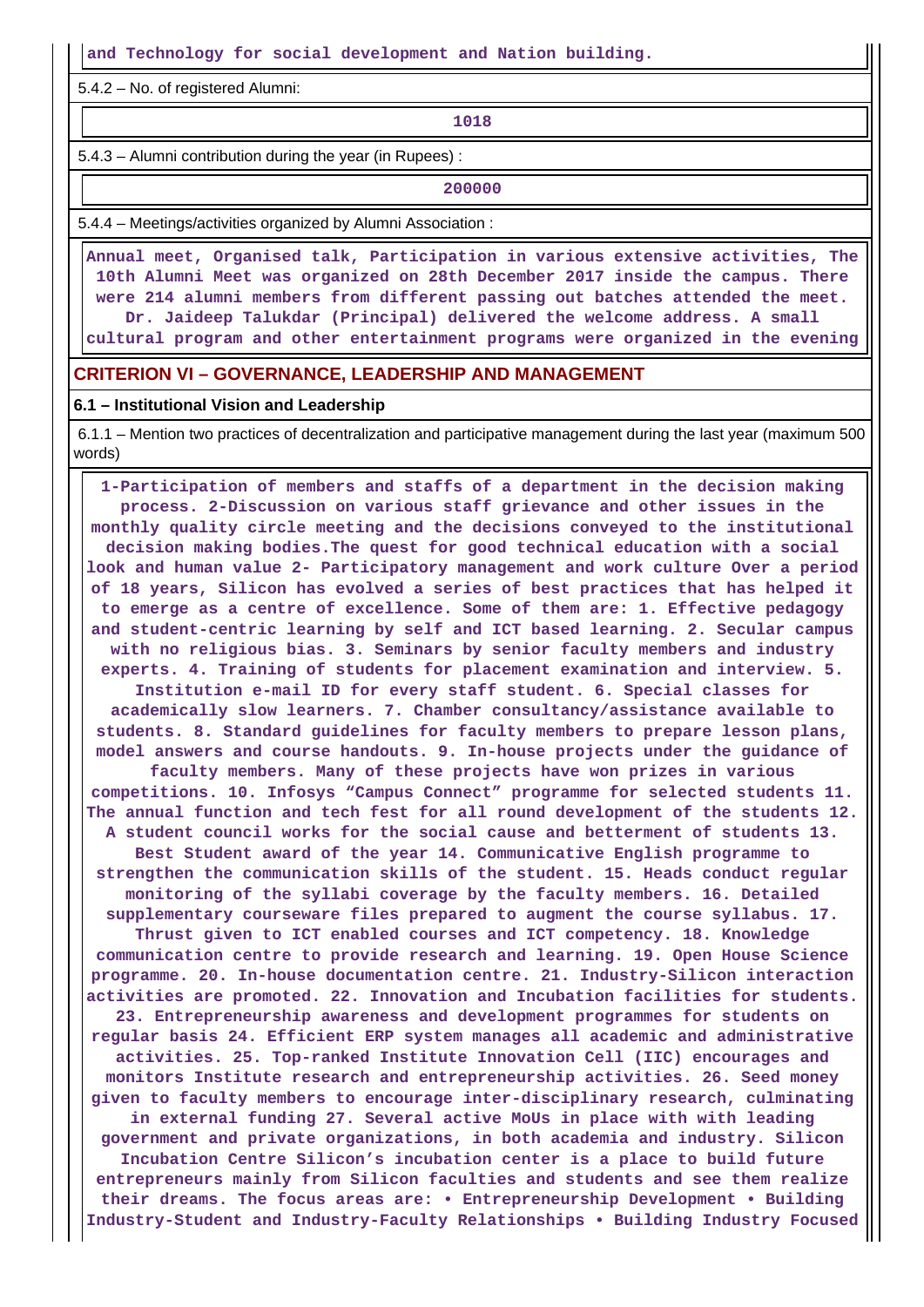and Technology for social development and Nation building.

5.4.2 – No. of registered Alumni:

1018

5.4.3 – Alumni contribution during the year (in Rupees) :

200000

5.4.4 – Meetings/activities organized by Alumni Association :

Annual meet, Organised talk, Participation in various extensive activities, The 10th Alumni Meet was organized on 28th December 2017 inside the campus. There were 214 alumni members from different passing out batches attended the meet. Dr. Jaideep Talukdar (Principal) delivered the welcome address. A small cultural program and other entertainment programs were organized in the evening

## CRITERION VI – GOVERNANCE, LEADERSHIP AND MANAGEMENT

### 6.1 – Institutional Vision and Leadership

6.1.1 – Mention two practices of decentralization and participative management during the last year (maximum 500 words)

1-Participation of members and staffs of a department in the decision making process. 2-Discussion on various staff grievance and other issues in the monthly quality circle meeting and the decisions conveyed to the institutional decision making bodies.The quest for good technical education with a social look and human value 2- Participatory management and work culture Over a period of 18 years, Silicon has evolved a series of best practices that has helped it to emerge as a centre of excellence. Some of them are: 1. Effective pedagogy and student-centric learning by self and ICT based learning. 2. Secular campus with no religious bias. 3. Seminars by senior faculty members and industry experts. 4. Training of students for placement examination and interview. 5. Institution e-mail ID for every staff student. 6. Special classes for academically slow learners. 7. Chamber consultancy/assistance available to students. 8. Standard guidelines for faculty members to prepare lesson plans, model answers and course handouts. 9. In-house projects under the guidance of faculty members. Many of these projects have won prizes in various competitions. 10. Infosys “Campus Connect” programme for selected students 11. The annual function and tech fest for all round development of the students 12. A student council works for the social cause and betterment of students 13. Best Student award of the year 14. Communicative English programme to strengthen the communication skills of the student. 15. Heads conduct regular monitoring of the syllabi coverage by the faculty members. 16. Detailed supplementary courseware files prepared to augment the course syllabus. 17. Thrust given to ICT enabled courses and ICT competency. 18. Knowledge communication centre to provide research and learning. 19. Open House Science programme. 20. In-house documentation centre. 21. Industry-Silicon interaction activities are promoted. 22. Innovation and Incubation facilities for students. 23. Entrepreneurship awareness and development programmes for students on regular basis 24. Efficient ERP system manages all academic and administrative activities. 25. Top-ranked Institute Innovation Cell (IIC) encourages and monitors Institute research and entrepreneurship activities. 26. Seed money given to faculty members to encourage inter-disciplinary research, culminating in external funding 27. Several active MoUs in place with with leading government and private organizations, in both academia and industry. Silicon Incubation Centre Silicon’s incubation center is a place to build future entrepreneurs mainly from Silicon faculties and students and see them realize their dreams. The focus areas are: • Entrepreneurship Development • Building Industry-Student and Industry-Faculty Relationships • Building Industry Focused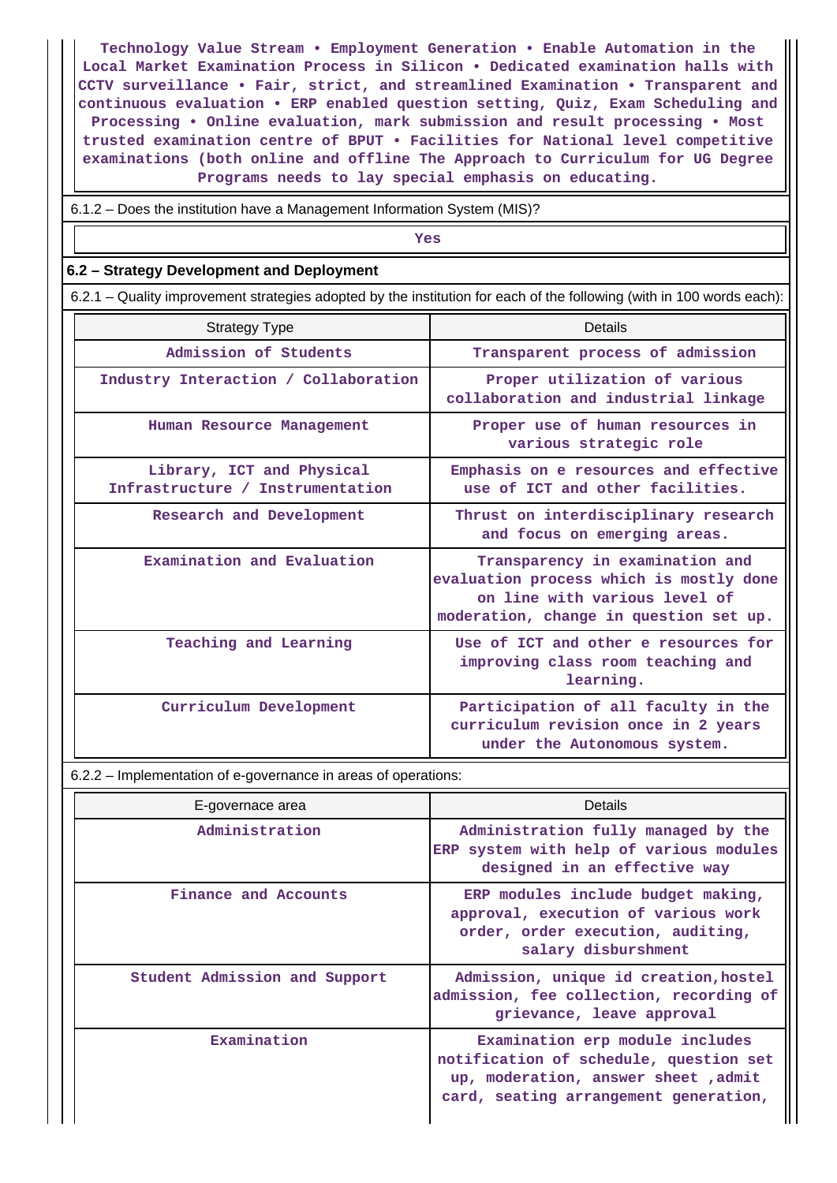Technology Value Stream • Employment Generation • Enable Automation in the Local Market Examination Process in Silicon • Dedicated examination halls with CCTV surveillance • Fair, strict, and streamlined Examination • Transparent and continuous evaluation • ERP enabled question setting, Quiz, Exam Scheduling and Processing • Online evaluation, mark submission and result processing • Most trusted examination centre of BPUT • Facilities for National level competitive examinations (both online and offline The Approach to Curriculum for UG Degree Programs needs to lay special emphasis on educating.

6.1.2 – Does the institution have a Management Information System (MIS)?

Yes

## 6.2 – Strategy Development and Deployment

6.2.1 – Quality improvement strategies adopted by the institution for each of the following (with in 100 words each):

| Strategy Type | Details |
|---|---|
| Admission of Students | Transparent process of admission |
| Industry Interaction / Collaboration | Proper utilization of various collaboration and industrial linkage |
| Human Resource Management | Proper use of human resources in various strategic role |
| Library, ICT and Physical Infrastructure / Instrumentation | Emphasis on e resources and effective use of ICT and other facilities. |
| Research and Development | Thrust on interdisciplinary research and focus on emerging areas. |
| Examination and Evaluation | Transparency in examination and evaluation process which is mostly done on line with various level of moderation, change in question set up. |
| Teaching and Learning | Use of ICT and other e resources for improving class room teaching and learning. |
| Curriculum Development | Participation of all faculty in the curriculum revision once in 2 years under the Autonomous system. |

6.2.2 – Implementation of e-governance in areas of operations:

| E-governace area | Details |
|---|---|
| Administration | Administration fully managed by the ERP system with help of various modules designed in an effective way |
| Finance and Accounts | ERP modules include budget making, approval, execution of various work order, order execution, auditing, salary disbursment |
| Student Admission and Support | Admission, unique id creation,hostel admission, fee collection, recording of grievance, leave approval |
| Examination | Examination erp module includes notification of schedule, question set up, moderation, answer sheet ,admit card, seating arrangement generation, |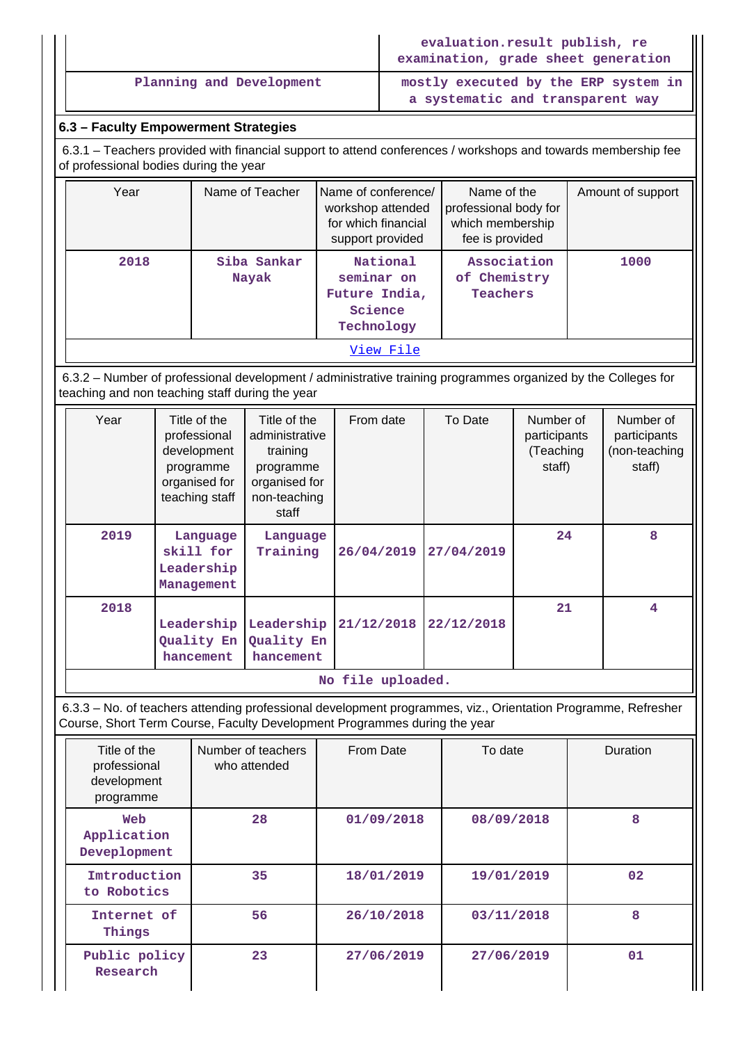| | evaluation.result publish, re examination, grade sheet generation |
|---|---|
| Planning and Development | mostly executed by the ERP system in a systematic and transparent way |

## 6.3 – Faculty Empowerment Strategies

6.3.1 – Teachers provided with financial support to attend conferences / workshops and towards membership fee of professional bodies during the year

| Year | Name of Teacher | Name of conference/ workshop attended for which financial support provided | Name of the professional body for which membership fee is provided | Amount of support |
|---|---|---|---|---|
| 2018 | Siba Sankar Nayak | National seminar on Future India, Science Technology | Association of Chemistry Teachers | 1000 |

View File

6.3.2 – Number of professional development / administrative training programmes organized by the Colleges for teaching and non teaching staff during the year

| Year | Title of the professional development programme organised for teaching staff | Title of the administrative training programme organised for non-teaching staff | From date | To Date | Number of participants (Teaching staff) | Number of participants (non-teaching staff) |
|---|---|---|---|---|---|---|
| 2019 | Language skill for Leadership Management | Language Training | 26/04/2019 | 27/04/2019 | 24 | 8 |
| 2018 | Leadership Quality Enhancement | Leadership Quality Enhancement | 21/12/2018 | 22/12/2018 | 21 | 4 |

No file uploaded.

6.3.3 – No. of teachers attending professional development programmes, viz., Orientation Programme, Refresher Course, Short Term Course, Faculty Development Programmes during the year

| Title of the professional development programme | Number of teachers who attended | From Date | To date | Duration |
|---|---|---|---|---|
| Web Application Deveplopment | 28 | 01/09/2018 | 08/09/2018 | 8 |
| Imtroduction to Robotics | 35 | 18/01/2019 | 19/01/2019 | 02 |
| Internet of Things | 56 | 26/10/2018 | 03/11/2018 | 8 |
| Public policy Research | 23 | 27/06/2019 | 27/06/2019 | 01 |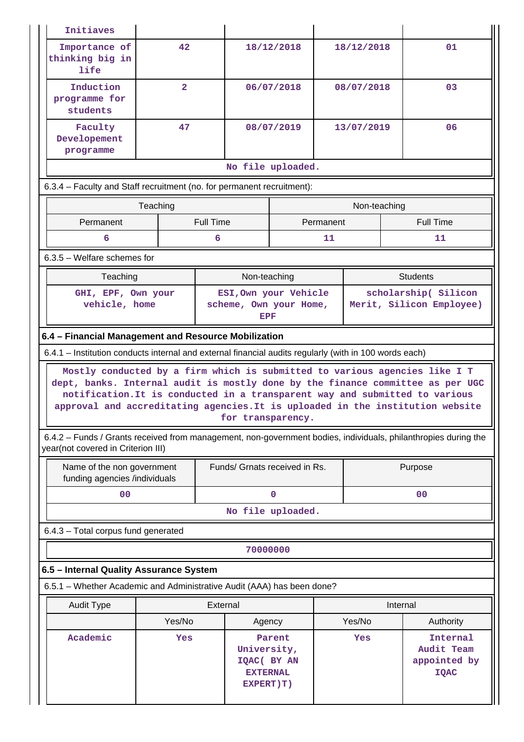| Initiaves | | | | |
|---|---|---|---|---|
| Importance of thinking big in life | 42 | 18/12/2018 | 18/12/2018 | 01 |
| Induction programme for students | 2 | 06/07/2018 | 08/07/2018 | 03 |
| Faculty Developement programme | 47 | 08/07/2019 | 13/07/2019 | 06 |

No file uploaded.

6.3.4 – Faculty and Staff recruitment (no. for permanent recruitment):

| Teaching | | Non-teaching | |
|---|---|---|---|
| Permanent | Full Time | Permanent | Full Time |
| 6 | 6 | 11 | 11 |

6.3.5 – Welfare schemes for

| Teaching | Non-teaching | Students |
|---|---|---|
| GHI, EPF, Own your vehicle, home | ESI,Own your Vehicle scheme, Own your Home, EPF | scholarship( Silicon Merit, Silicon Employee) |

## 6.4 – Financial Management and Resource Mobilization

6.4.1 – Institution conducts internal and external financial audits regularly (with in 100 words each)

Mostly conducted by a firm which is submitted to various agencies like I T dept, banks. Internal audit is mostly done by the finance committee as per UGC notification.It is conducted in a transparent way and submitted to various approval and accreditating agencies.It is uploaded in the institution website for transparency.

6.4.2 – Funds / Grants received from management, non-government bodies, individuals, philanthropies during the year(not covered in Criterion III)

| Name of the non government funding agencies /individuals | Funds/ Grnats received in Rs. | Purpose |
|---|---|---|
| 00 | 0 | 00 |

No file uploaded.

6.4.3 – Total corpus fund generated

70000000

## 6.5 – Internal Quality Assurance System

6.5.1 – Whether Academic and Administrative Audit (AAA) has been done?

| Audit Type | External | | Internal | |
|---|---|---|---|---|
| | Yes/No | Agency | Yes/No | Authority |
| Academic | Yes | Parent University, IQAC( BY AN EXTERNAL EXPERT)T) | Yes | Internal Audit Team appointed by IQAC |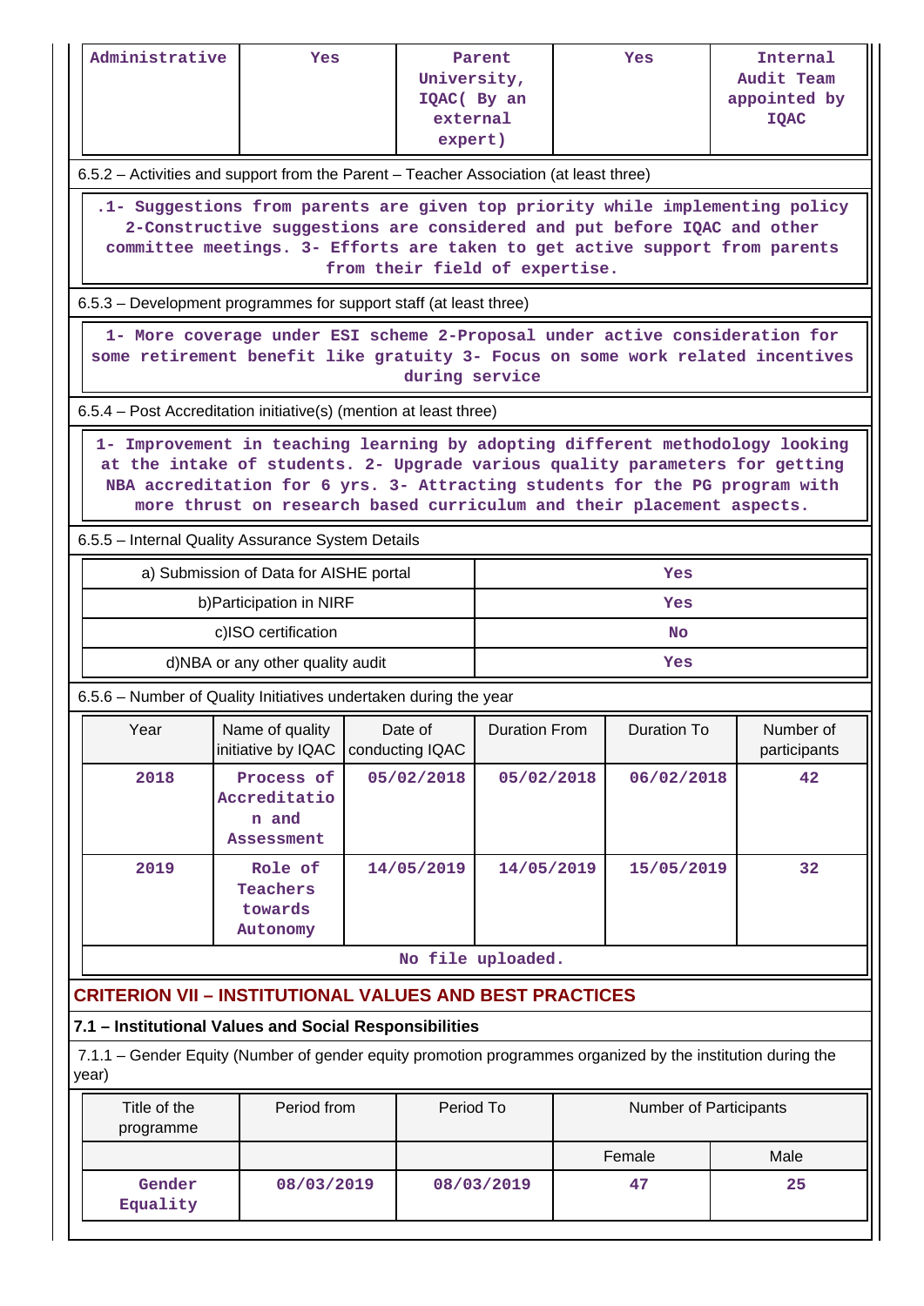| Administrative | Yes | Parent University, IQAC( By an external expert) | Yes | Internal Audit Team appointed by IQAC |
|---|---|---|---|---|

6.5.2 – Activities and support from the Parent – Teacher Association (at least three)

.1- Suggestions from parents are given top priority while implementing policy 2-Constructive suggestions are considered and put before IQAC and other committee meetings. 3- Efforts are taken to get active support from parents from their field of expertise.

6.5.3 – Development programmes for support staff (at least three)

1- More coverage under ESI scheme 2-Proposal under active consideration for some retirement benefit like gratuity 3- Focus on some work related incentives during service

6.5.4 – Post Accreditation initiative(s) (mention at least three)

1- Improvement in teaching learning by adopting different methodology looking at the intake of students. 2- Upgrade various quality parameters for getting NBA accreditation for 6 yrs. 3- Attracting students for the PG program with more thrust on research based curriculum and their placement aspects.

6.5.5 – Internal Quality Assurance System Details

| a) Submission of Data for AISHE portal | Yes |
|---|---|
| b)Participation in NIRF | Yes |
| c)ISO certification | No |
| d)NBA or any other quality audit | Yes |

6.5.6 – Number of Quality Initiatives undertaken during the year

| Year | Name of quality initiative by IQAC | Date of conducting IQAC | Duration From | Duration To | Number of participants |
|---|---|---|---|---|---|
| 2018 | Process of Accreditation and Assessment | 05/02/2018 | 05/02/2018 | 06/02/2018 | 42 |
| 2019 | Role of Teachers towards Autonomy | 14/05/2019 | 14/05/2019 | 15/05/2019 | 32 |

No file uploaded.

## CRITERION VII – INSTITUTIONAL VALUES AND BEST PRACTICES

### 7.1 – Institutional Values and Social Responsibilities

7.1.1 – Gender Equity (Number of gender equity promotion programmes organized by the institution during the year)

| Title of the programme | Period from | Period To | Number of Participants | |
|---|---|---|---|---|
| | | | Female | Male |
| Gender Equality | 08/03/2019 | 08/03/2019 | 47 | 25 |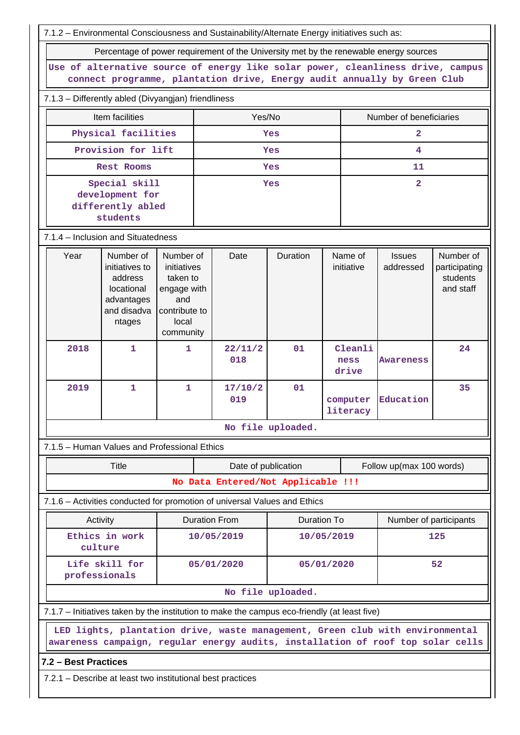7.1.2 – Environmental Consciousness and Sustainability/Alternate Energy initiatives such as:

| Percentage of power requirement of the University met by the renewable energy sources |
|---|
| Use of alternative source of energy like solar power, cleanliness drive, campus connect programme, plantation drive, Energy audit annually by Green Club |

7.1.3 – Differently abled (Divyangjan) friendliness

| Item facilities | Yes/No | Number of beneficiaries |
|---|---|---|
| Physical facilities | Yes | 2 |
| Provision for lift | Yes | 4 |
| Rest Rooms | Yes | 11 |
| Special skill development for differently abled students | Yes | 2 |

7.1.4 – Inclusion and Situatedness

| Year | Number of initiatives to address locational advantages and disadvantages | Number of initiatives taken to engage with and contribute to local community | Date | Duration | Name of initiative | Issues addressed | Number of participating students and staff |
|---|---|---|---|---|---|---|---|
| 2018 | 1 | 1 | 22/11/2018 | 01 | Cleanliness drive | Awareness | 24 |
| 2019 | 1 | 1 | 17/10/2019 | 01 | computer literacy | Education | 35 |

No file uploaded.

7.1.5 – Human Values and Professional Ethics

| Title | Date of publication | Follow up(max 100 words) |
|---|---|---|
| No Data Entered/Not Applicable !!! | | |

7.1.6 – Activities conducted for promotion of universal Values and Ethics

| Activity | Duration From | Duration To | Number of participants |
|---|---|---|---|
| Ethics in work culture | 10/05/2019 | 10/05/2019 | 125 |
| Life skill for professionals | 05/01/2020 | 05/01/2020 | 52 |

No file uploaded.

7.1.7 – Initiatives taken by the institution to make the campus eco-friendly (at least five)

LED lights, plantation drive, waste management, Green club with environmental awareness campaign, regular energy audits, installation of roof top solar cells

**7.2 – Best Practices**

7.2.1 – Describe at least two institutional best practices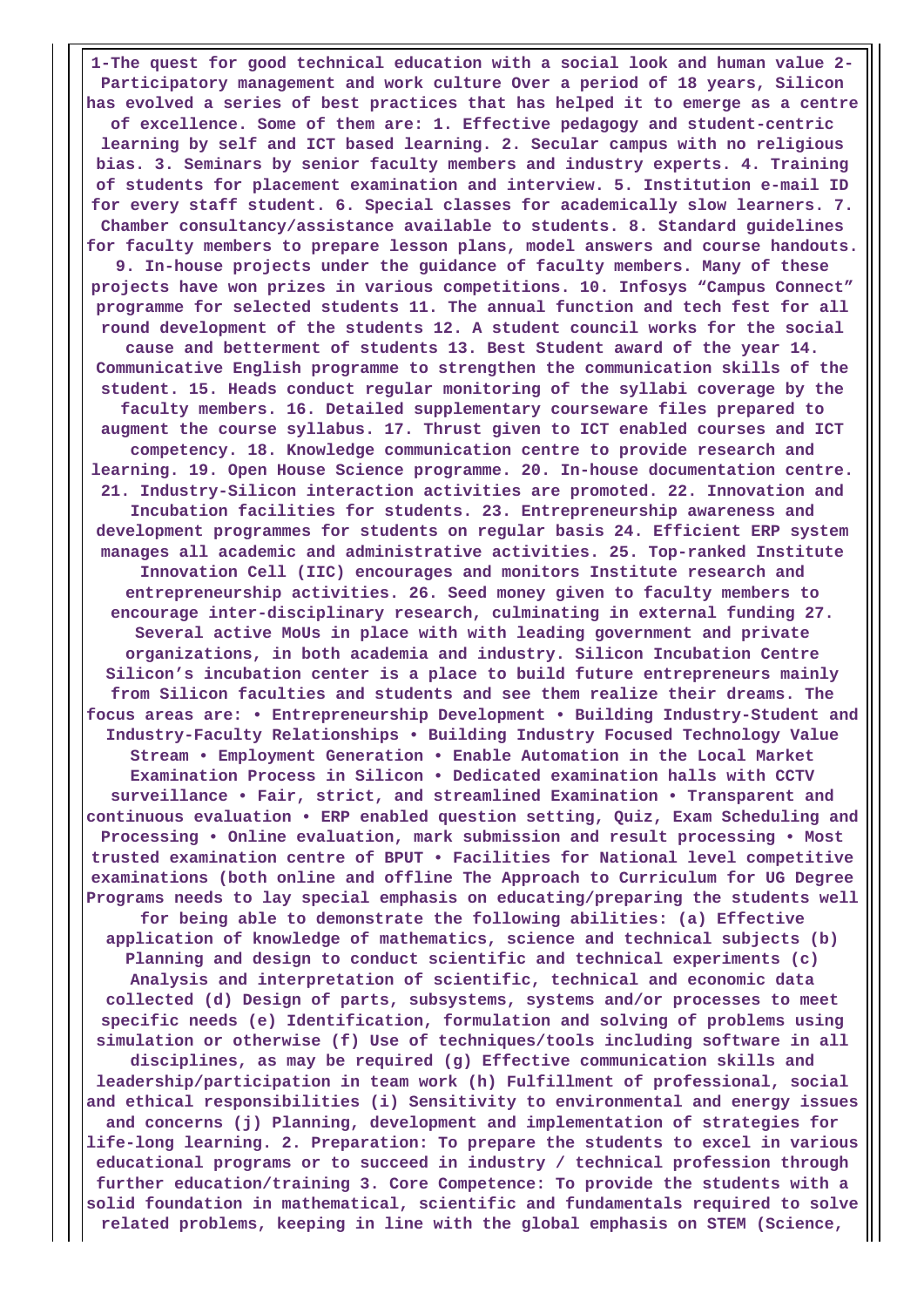**1-The quest for good technical education with a social look and human value 2-Participatory management and work culture Over a period of 18 years, Silicon has evolved a series of best practices that has helped it to emerge as a centre of excellence. Some of them are: 1. Effective pedagogy and student-centric learning by self and ICT based learning. 2. Secular campus with no religious bias. 3. Seminars by senior faculty members and industry experts. 4. Training of students for placement examination and interview. 5. Institution e-mail ID for every staff student. 6. Special classes for academically slow learners. 7. Chamber consultancy/assistance available to students. 8. Standard guidelines for faculty members to prepare lesson plans, model answers and course handouts. 9. In-house projects under the guidance of faculty members. Many of these projects have won prizes in various competitions. 10. Infosys "Campus Connect" programme for selected students 11. The annual function and tech fest for all round development of the students 12. A student council works for the social cause and betterment of students 13. Best Student award of the year 14. Communicative English programme to strengthen the communication skills of the student. 15. Heads conduct regular monitoring of the syllabi coverage by the faculty members. 16. Detailed supplementary courseware files prepared to augment the course syllabus. 17. Thrust given to ICT enabled courses and ICT competency. 18. Knowledge communication centre to provide research and learning. 19. Open House Science programme. 20. In-house documentation centre. 21. Industry-Silicon interaction activities are promoted. 22. Innovation and Incubation facilities for students. 23. Entrepreneurship awareness and development programmes for students on regular basis 24. Efficient ERP system manages all academic and administrative activities. 25. Top-ranked Institute Innovation Cell (IIC) encourages and monitors Institute research and entrepreneurship activities. 26. Seed money given to faculty members to encourage inter-disciplinary research, culminating in external funding 27. Several active MoUs in place with with leading government and private organizations, in both academia and industry. Silicon Incubation Centre Silicon's incubation center is a place to build future entrepreneurs mainly from Silicon faculties and students and see them realize their dreams. The focus areas are: • Entrepreneurship Development • Building Industry-Student and Industry-Faculty Relationships • Building Industry Focused Technology Value Stream • Employment Generation • Enable Automation in the Local Market Examination Process in Silicon • Dedicated examination halls with CCTV surveillance • Fair, strict, and streamlined Examination • Transparent and continuous evaluation • ERP enabled question setting, Quiz, Exam Scheduling and Processing • Online evaluation, mark submission and result processing • Most trusted examination centre of BPUT • Facilities for National level competitive examinations (both online and offline The Approach to Curriculum for UG Degree Programs needs to lay special emphasis on educating/preparing the students well for being able to demonstrate the following abilities: (a) Effective application of knowledge of mathematics, science and technical subjects (b) Planning and design to conduct scientific and technical experiments (c) Analysis and interpretation of scientific, technical and economic data collected (d) Design of parts, subsystems, systems and/or processes to meet specific needs (e) Identification, formulation and solving of problems using simulation or otherwise (f) Use of techniques/tools including software in all disciplines, as may be required (g) Effective communication skills and leadership/participation in team work (h) Fulfillment of professional, social and ethical responsibilities (i) Sensitivity to environmental and energy issues and concerns (j) Planning, development and implementation of strategies for life-long learning. 2. Preparation: To prepare the students to excel in various educational programs or to succeed in industry / technical profession through further education/training 3. Core Competence: To provide the students with a solid foundation in mathematical, scientific and fundamentals required to solve related problems, keeping in line with the global emphasis on STEM (Science,**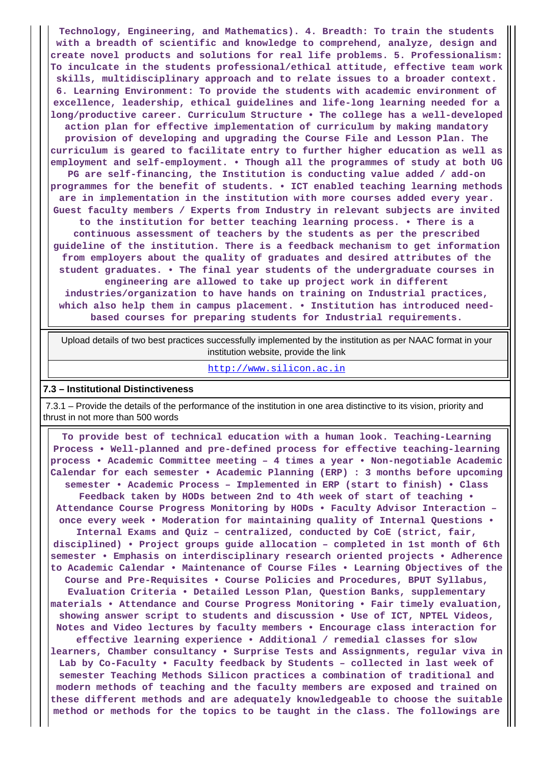Technology, Engineering, and Mathematics). 4. Breadth: To train the students with a breadth of scientific and knowledge to comprehend, analyze, design and create novel products and solutions for real life problems. 5. Professionalism: To inculcate in the students professional/ethical attitude, effective team work skills, multidisciplinary approach and to relate issues to a broader context. 6. Learning Environment: To provide the students with academic environment of excellence, leadership, ethical guidelines and life-long learning needed for a long/productive career. Curriculum Structure • The college has a well-developed action plan for effective implementation of curriculum by making mandatory provision of developing and upgrading the Course File and Lesson Plan. The curriculum is geared to facilitate entry to further higher education as well as employment and self-employment. • Though all the programmes of study at both UG PG are self-financing, the Institution is conducting value added / add-on programmes for the benefit of students. • ICT enabled teaching learning methods are in implementation in the institution with more courses added every year. Guest faculty members / Experts from Industry in relevant subjects are invited to the institution for better teaching learning process. • There is a continuous assessment of teachers by the students as per the prescribed guideline of the institution. There is a feedback mechanism to get information from employers about the quality of graduates and desired attributes of the student graduates. • The final year students of the undergraduate courses in engineering are allowed to take up project work in different industries/organization to have hands on training on Industrial practices, which also help them in campus placement. • Institution has introduced need-based courses for preparing students for Industrial requirements.

| Upload details of two best practices successfully implemented by the institution as per NAAC format in your institution website, provide the link |
|---|
| http://www.silicon.ac.in |

## 7.3 – Institutional Distinctiveness

7.3.1 – Provide the details of the performance of the institution in one area distinctive to its vision, priority and thrust in not more than 500 words

To provide best of technical education with a human look. Teaching-Learning Process • Well-planned and pre-defined process for effective teaching-learning process • Academic Committee meeting – 4 times a year • Non-negotiable Academic Calendar for each semester • Academic Planning (ERP) : 3 months before upcoming semester • Academic Process – Implemented in ERP (start to finish) • Class Feedback taken by HODs between 2nd to 4th week of start of teaching • Attendance Course Progress Monitoring by HODs • Faculty Advisor Interaction – once every week • Moderation for maintaining quality of Internal Questions • Internal Exams and Quiz – centralized, conducted by CoE (strict, fair, disciplined) • Project groups guide allocation – completed in 1st month of 6th semester • Emphasis on interdisciplinary research oriented projects • Adherence to Academic Calendar • Maintenance of Course Files • Learning Objectives of the Course and Pre-Requisites • Course Policies and Procedures, BPUT Syllabus, Evaluation Criteria • Detailed Lesson Plan, Question Banks, supplementary materials • Attendance and Course Progress Monitoring • Fair timely evaluation, showing answer script to students and discussion • Use of ICT, NPTEL Videos, Notes and Video lectures by faculty members • Encourage class interaction for effective learning experience • Additional / remedial classes for slow learners, Chamber consultancy • Surprise Tests and Assignments, regular viva in Lab by Co-Faculty • Faculty feedback by Students – collected in last week of semester Teaching Methods Silicon practices a combination of traditional and modern methods of teaching and the faculty members are exposed and trained on these different methods and are adequately knowledgeable to choose the suitable method or methods for the topics to be taught in the class. The followings are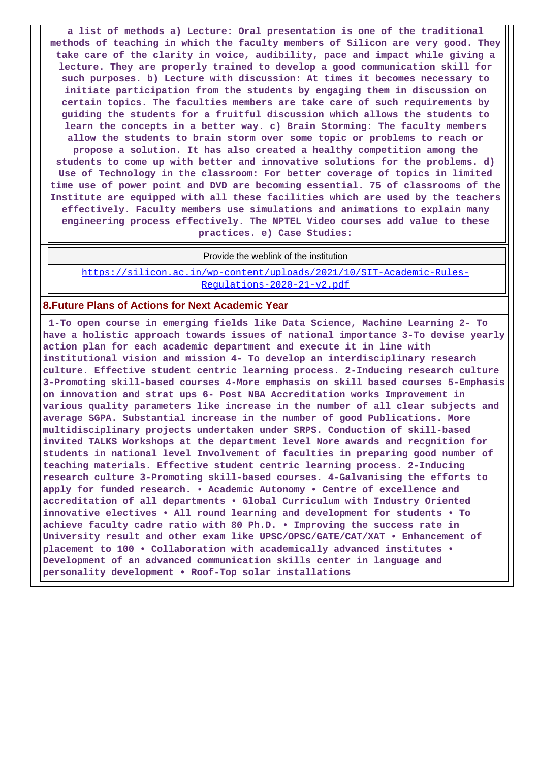a list of methods a) Lecture: Oral presentation is one of the traditional methods of teaching in which the faculty members of Silicon are very good. They take care of the clarity in voice, audibility, pace and impact while giving a lecture. They are properly trained to develop a good communication skill for such purposes. b) Lecture with discussion: At times it becomes necessary to initiate participation from the students by engaging them in discussion on certain topics. The faculties members are take care of such requirements by guiding the students for a fruitful discussion which allows the students to learn the concepts in a better way. c) Brain Storming: The faculty members allow the students to brain storm over some topic or problems to reach or propose a solution. It has also created a healthy competition among the students to come up with better and innovative solutions for the problems. d) Use of Technology in the classroom: For better coverage of topics in limited time use of power point and DVD are becoming essential. 75 of classrooms of the Institute are equipped with all these facilities which are used by the teachers effectively. Faculty members use simulations and animations to explain many engineering process effectively. The NPTEL Video courses add value to these practices. e) Case Studies:

Provide the weblink of the institution

https://silicon.ac.in/wp-content/uploads/2021/10/SIT-Academic-Rules-Regulations-2020-21-v2.pdf

## 8.Future Plans of Actions for Next Academic Year

1-To open course in emerging fields like Data Science, Machine Learning 2- To have a holistic approach towards issues of national importance 3-To devise yearly action plan for each academic department and execute it in line with institutional vision and mission 4- To develop an interdisciplinary research culture. Effective student centric learning process. 2-Inducing research culture 3-Promoting skill-based courses 4-More emphasis on skill based courses 5-Emphasis on innovation and strat ups 6- Post NBA Accreditation works Improvement in various quality parameters like increase in the number of all clear subjects and average SGPA. Substantial increase in the number of good Publications. More multidisciplinary projects undertaken under SRPS. Conduction of skill-based invited TALKS Workshops at the department level Nore awards and recgnition for students in national level Involvement of faculties in preparing good number of teaching materials. Effective student centric learning process. 2-Inducing research culture 3-Promoting skill-based courses. 4-Galvanising the efforts to apply for funded research. • Academic Autonomy • Centre of excellence and accreditation of all departments • Global Curriculum with Industry Oriented innovative electives • All round learning and development for students • To achieve faculty cadre ratio with 80 Ph.D. • Improving the success rate in University result and other exam like UPSC/OPSC/GATE/CAT/XAT • Enhancement of placement to 100 • Collaboration with academically advanced institutes • Development of an advanced communication skills center in language and personality development • Roof-Top solar installations